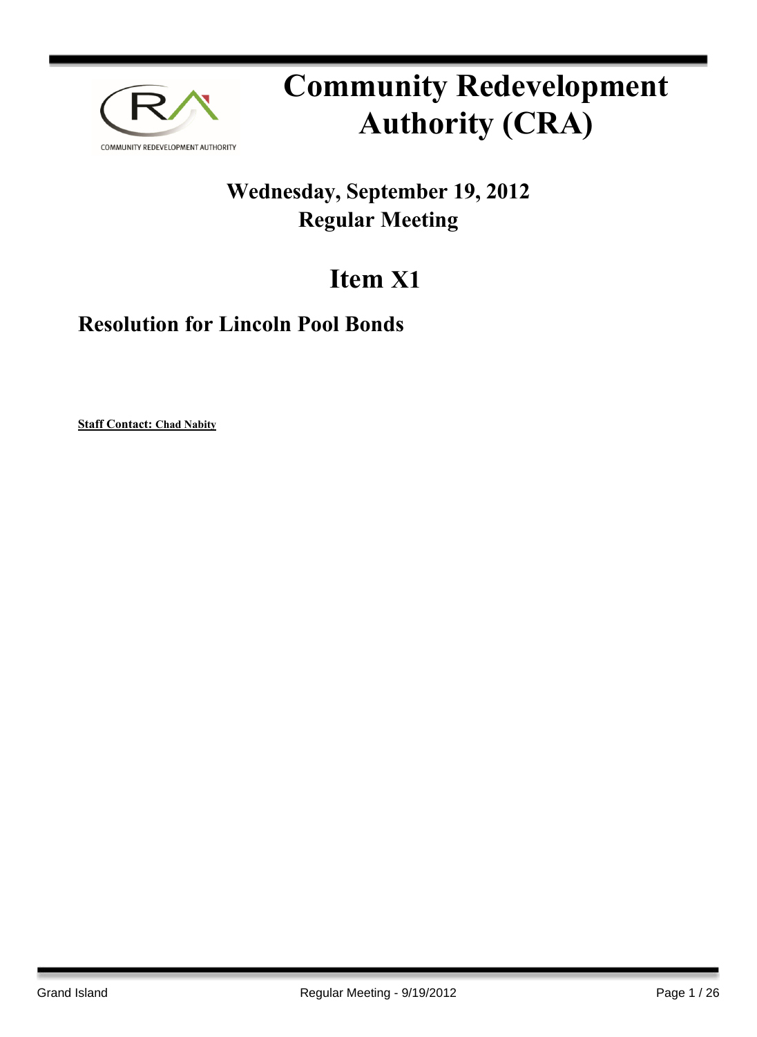COMMUNITY REDEVELOPMENT AUTHORITY

# Community Redevelopment Authority (CRA)

## Wednesday, September 19, 2012
## Regular Meeting

# Item X1

## Resolution for Lincoln Pool Bonds

**Staff Contact: Chad Nabity**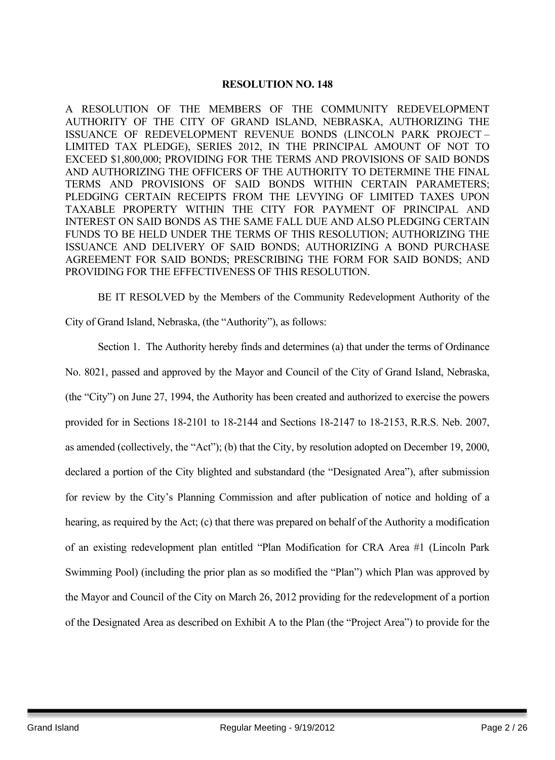**RESOLUTION NO. 148**

A RESOLUTION OF THE MEMBERS OF THE COMMUNITY REDEVELOPMENT AUTHORITY OF THE CITY OF GRAND ISLAND, NEBRASKA, AUTHORIZING THE ISSUANCE OF REDEVELOPMENT REVENUE BONDS (LINCOLN PARK PROJECT – LIMITED TAX PLEDGE), SERIES 2012, IN THE PRINCIPAL AMOUNT OF NOT TO EXCEED $1,800,000; PROVIDING FOR THE TERMS AND PROVISIONS OF SAID BONDS AND AUTHORIZING THE OFFICERS OF THE AUTHORITY TO DETERMINE THE FINAL TERMS AND PROVISIONS OF SAID BONDS WITHIN CERTAIN PARAMETERS; PLEDGING CERTAIN RECEIPTS FROM THE LEVYING OF LIMITED TAXES UPON TAXABLE PROPERTY WITHIN THE CITY FOR PAYMENT OF PRINCIPAL AND INTEREST ON SAID BONDS AS THE SAME FALL DUE AND ALSO PLEDGING CERTAIN FUNDS TO BE HELD UNDER THE TERMS OF THIS RESOLUTION; AUTHORIZING THE ISSUANCE AND DELIVERY OF SAID BONDS; AUTHORIZING A BOND PURCHASE AGREEMENT FOR SAID BONDS; PRESCRIBING THE FORM FOR SAID BONDS; AND PROVIDING FOR THE EFFECTIVENESS OF THIS RESOLUTION.

BE IT RESOLVED by the Members of the Community Redevelopment Authority of the City of Grand Island, Nebraska, (the "Authority"), as follows:

Section 1. The Authority hereby finds and determines (a) that under the terms of Ordinance No. 8021, passed and approved by the Mayor and Council of the City of Grand Island, Nebraska, (the "City") on June 27, 1994, the Authority has been created and authorized to exercise the powers provided for in Sections 18-2101 to 18-2144 and Sections 18-2147 to 18-2153, R.R.S. Neb. 2007, as amended (collectively, the "Act"); (b) that the City, by resolution adopted on December 19, 2000, declared a portion of the City blighted and substandard (the "Designated Area"), after submission for review by the City's Planning Commission and after publication of notice and holding of a hearing, as required by the Act; (c) that there was prepared on behalf of the Authority a modification of an existing redevelopment plan entitled "Plan Modification for CRA Area #1 (Lincoln Park Swimming Pool) (including the prior plan as so modified the "Plan") which Plan was approved by the Mayor and Council of the City on March 26, 2012 providing for the redevelopment of a portion of the Designated Area as described on Exhibit A to the Plan (the "Project Area") to provide for the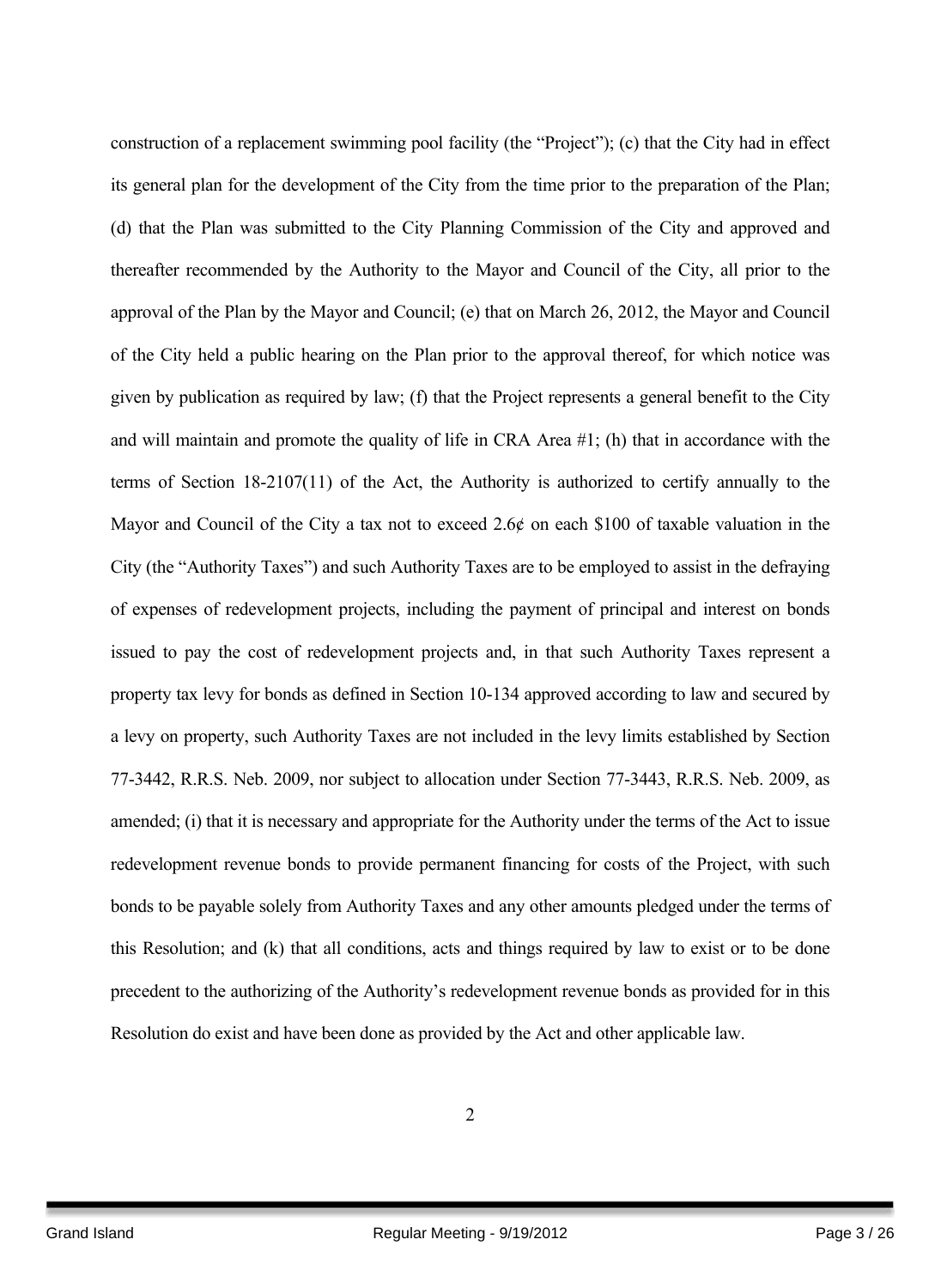construction of a replacement swimming pool facility (the "Project"); (c) that the City had in effect its general plan for the development of the City from the time prior to the preparation of the Plan; (d) that the Plan was submitted to the City Planning Commission of the City and approved and thereafter recommended by the Authority to the Mayor and Council of the City, all prior to the approval of the Plan by the Mayor and Council; (e) that on March 26, 2012, the Mayor and Council of the City held a public hearing on the Plan prior to the approval thereof, for which notice was given by publication as required by law; (f) that the Project represents a general benefit to the City and will maintain and promote the quality of life in CRA Area #1; (h) that in accordance with the terms of Section 18-2107(11) of the Act, the Authority is authorized to certify annually to the Mayor and Council of the City a tax not to exceed 2.6¢ on each $100 of taxable valuation in the City (the "Authority Taxes") and such Authority Taxes are to be employed to assist in the defraying of expenses of redevelopment projects, including the payment of principal and interest on bonds issued to pay the cost of redevelopment projects and, in that such Authority Taxes represent a property tax levy for bonds as defined in Section 10-134 approved according to law and secured by a levy on property, such Authority Taxes are not included in the levy limits established by Section 77-3442, R.R.S. Neb. 2009, nor subject to allocation under Section 77-3443, R.R.S. Neb. 2009, as amended; (i) that it is necessary and appropriate for the Authority under the terms of the Act to issue redevelopment revenue bonds to provide permanent financing for costs of the Project, with such bonds to be payable solely from Authority Taxes and any other amounts pledged under the terms of this Resolution; and (k) that all conditions, acts and things required by law to exist or to be done precedent to the authorizing of the Authority's redevelopment revenue bonds as provided for in this Resolution do exist and have been done as provided by the Act and other applicable law.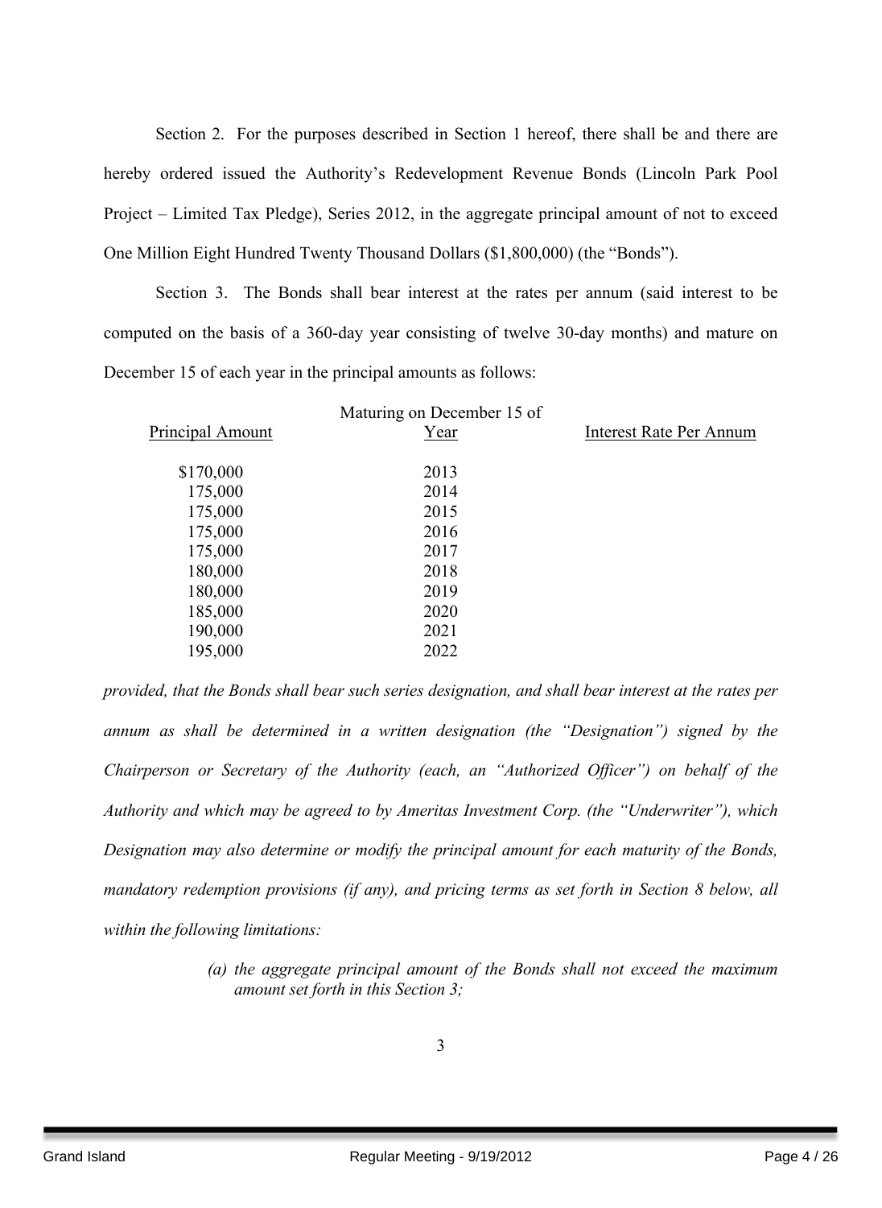Section 2. For the purposes described in Section 1 hereof, there shall be and there are hereby ordered issued the Authority's Redevelopment Revenue Bonds (Lincoln Park Pool Project – Limited Tax Pledge), Series 2012, in the aggregate principal amount of not to exceed One Million Eight Hundred Twenty Thousand Dollars ($1,800,000) (the "Bonds").

Section 3. The Bonds shall bear interest at the rates per annum (said interest to be computed on the basis of a 360-day year consisting of twelve 30-day months) and mature on December 15 of each year in the principal amounts as follows:

| Principal Amount | Maturing on December 15 of Year | Interest Rate Per Annum |
|---|---|---|
| $170,000 | 2013 | |
| 175,000 | 2014 | |
| 175,000 | 2015 | |
| 175,000 | 2016 | |
| 175,000 | 2017 | |
| 180,000 | 2018 | |
| 180,000 | 2019 | |
| 185,000 | 2020 | |
| 190,000 | 2021 | |
| 195,000 | 2022 | |

*provided, that the Bonds shall bear such series designation, and shall bear interest at the rates per annum as shall be determined in a written designation (the "Designation") signed by the Chairperson or Secretary of the Authority (each, an "Authorized Officer") on behalf of the Authority and which may be agreed to by Ameritas Investment Corp. (the "Underwriter"), which Designation may also determine or modify the principal amount for each maturity of the Bonds, mandatory redemption provisions (if any), and pricing terms as set forth in Section 8 below, all within the following limitations:*

> *(a) the aggregate principal amount of the Bonds shall not exceed the maximum amount set forth in this Section 3;*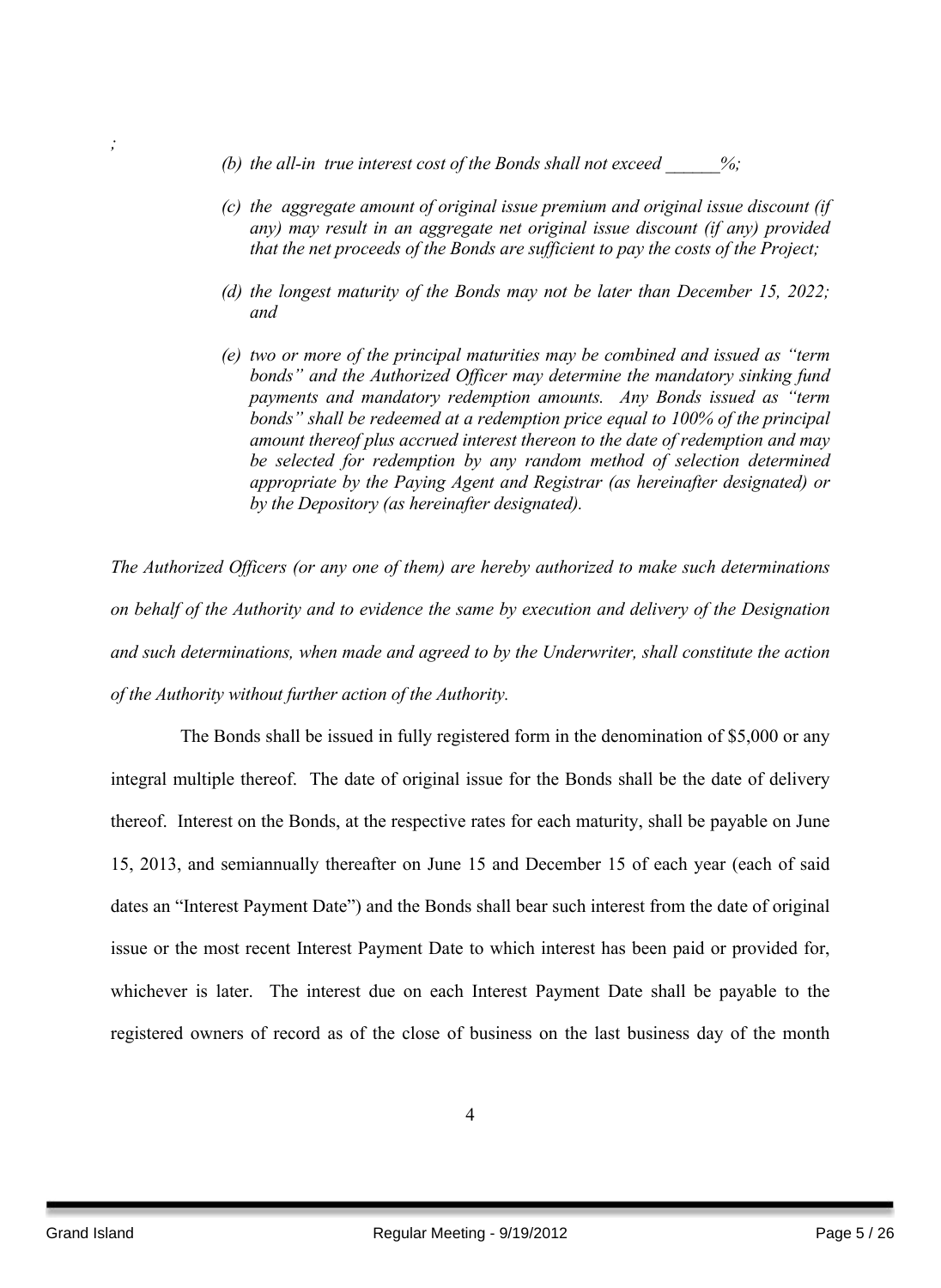;

*(b) the all-in true interest cost of the Bonds shall not exceed ______%;*

*(c) the aggregate amount of original issue premium and original issue discount (if any) may result in an aggregate net original issue discount (if any) provided that the net proceeds of the Bonds are sufficient to pay the costs of the Project;*

*(d) the longest maturity of the Bonds may not be later than December 15, 2022; and*

*(e) two or more of the principal maturities may be combined and issued as "term bonds" and the Authorized Officer may determine the mandatory sinking fund payments and mandatory redemption amounts. Any Bonds issued as "term bonds" shall be redeemed at a redemption price equal to 100% of the principal amount thereof plus accrued interest thereon to the date of redemption and may be selected for redemption by any random method of selection determined appropriate by the Paying Agent and Registrar (as hereinafter designated) or by the Depository (as hereinafter designated).*

*The Authorized Officers (or any one of them) are hereby authorized to make such determinations on behalf of the Authority and to evidence the same by execution and delivery of the Designation and such determinations, when made and agreed to by the Underwriter, shall constitute the action of the Authority without further action of the Authority.*

The Bonds shall be issued in fully registered form in the denomination of $5,000 or any integral multiple thereof. The date of original issue for the Bonds shall be the date of delivery thereof. Interest on the Bonds, at the respective rates for each maturity, shall be payable on June 15, 2013, and semiannually thereafter on June 15 and December 15 of each year (each of said dates an "Interest Payment Date") and the Bonds shall bear such interest from the date of original issue or the most recent Interest Payment Date to which interest has been paid or provided for, whichever is later. The interest due on each Interest Payment Date shall be payable to the registered owners of record as of the close of business on the last business day of the month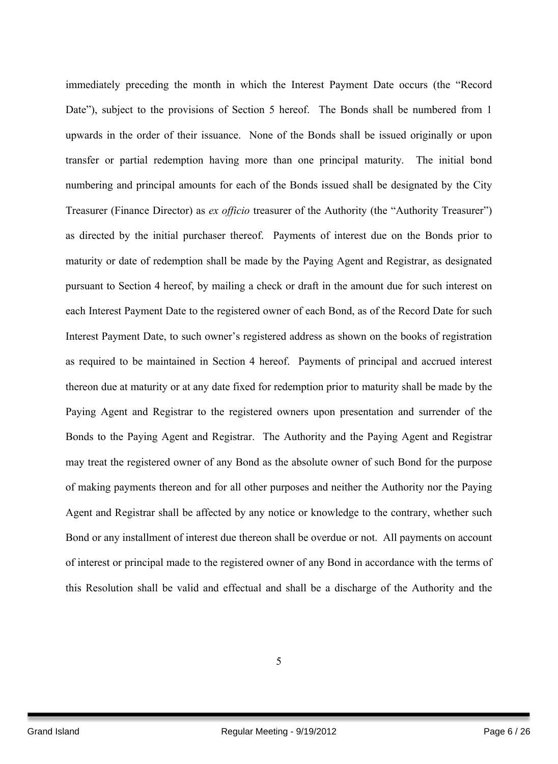immediately preceding the month in which the Interest Payment Date occurs (the "Record Date"), subject to the provisions of Section 5 hereof. The Bonds shall be numbered from 1 upwards in the order of their issuance. None of the Bonds shall be issued originally or upon transfer or partial redemption having more than one principal maturity. The initial bond numbering and principal amounts for each of the Bonds issued shall be designated by the City Treasurer (Finance Director) as *ex officio* treasurer of the Authority (the "Authority Treasurer") as directed by the initial purchaser thereof. Payments of interest due on the Bonds prior to maturity or date of redemption shall be made by the Paying Agent and Registrar, as designated pursuant to Section 4 hereof, by mailing a check or draft in the amount due for such interest on each Interest Payment Date to the registered owner of each Bond, as of the Record Date for such Interest Payment Date, to such owner's registered address as shown on the books of registration as required to be maintained in Section 4 hereof. Payments of principal and accrued interest thereon due at maturity or at any date fixed for redemption prior to maturity shall be made by the Paying Agent and Registrar to the registered owners upon presentation and surrender of the Bonds to the Paying Agent and Registrar. The Authority and the Paying Agent and Registrar may treat the registered owner of any Bond as the absolute owner of such Bond for the purpose of making payments thereon and for all other purposes and neither the Authority nor the Paying Agent and Registrar shall be affected by any notice or knowledge to the contrary, whether such Bond or any installment of interest due thereon shall be overdue or not. All payments on account of interest or principal made to the registered owner of any Bond in accordance with the terms of this Resolution shall be valid and effectual and shall be a discharge of the Authority and the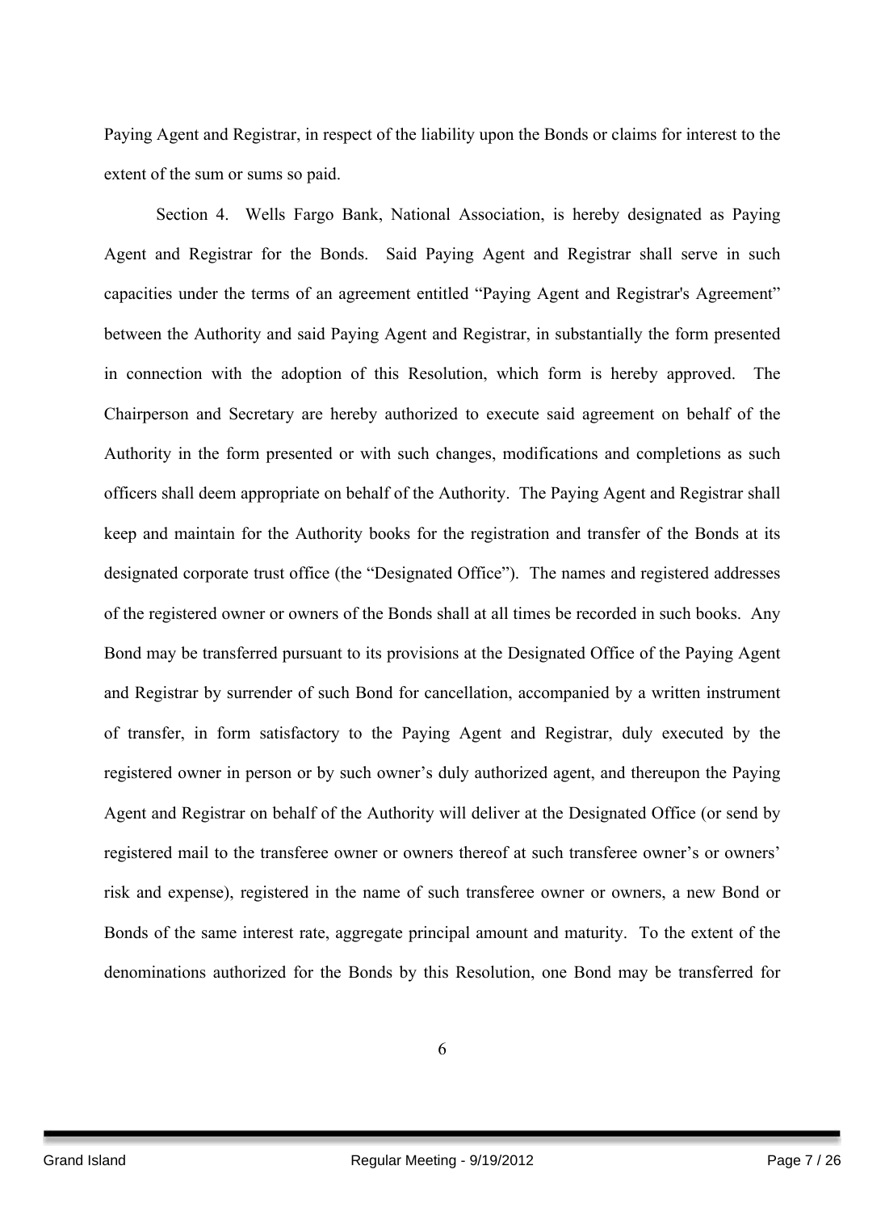Paying Agent and Registrar, in respect of the liability upon the Bonds or claims for interest to the extent of the sum or sums so paid.

Section 4. Wells Fargo Bank, National Association, is hereby designated as Paying Agent and Registrar for the Bonds. Said Paying Agent and Registrar shall serve in such capacities under the terms of an agreement entitled "Paying Agent and Registrar's Agreement" between the Authority and said Paying Agent and Registrar, in substantially the form presented in connection with the adoption of this Resolution, which form is hereby approved. The Chairperson and Secretary are hereby authorized to execute said agreement on behalf of the Authority in the form presented or with such changes, modifications and completions as such officers shall deem appropriate on behalf of the Authority. The Paying Agent and Registrar shall keep and maintain for the Authority books for the registration and transfer of the Bonds at its designated corporate trust office (the "Designated Office"). The names and registered addresses of the registered owner or owners of the Bonds shall at all times be recorded in such books. Any Bond may be transferred pursuant to its provisions at the Designated Office of the Paying Agent and Registrar by surrender of such Bond for cancellation, accompanied by a written instrument of transfer, in form satisfactory to the Paying Agent and Registrar, duly executed by the registered owner in person or by such owner's duly authorized agent, and thereupon the Paying Agent and Registrar on behalf of the Authority will deliver at the Designated Office (or send by registered mail to the transferee owner or owners thereof at such transferee owner's or owners' risk and expense), registered in the name of such transferee owner or owners, a new Bond or Bonds of the same interest rate, aggregate principal amount and maturity. To the extent of the denominations authorized for the Bonds by this Resolution, one Bond may be transferred for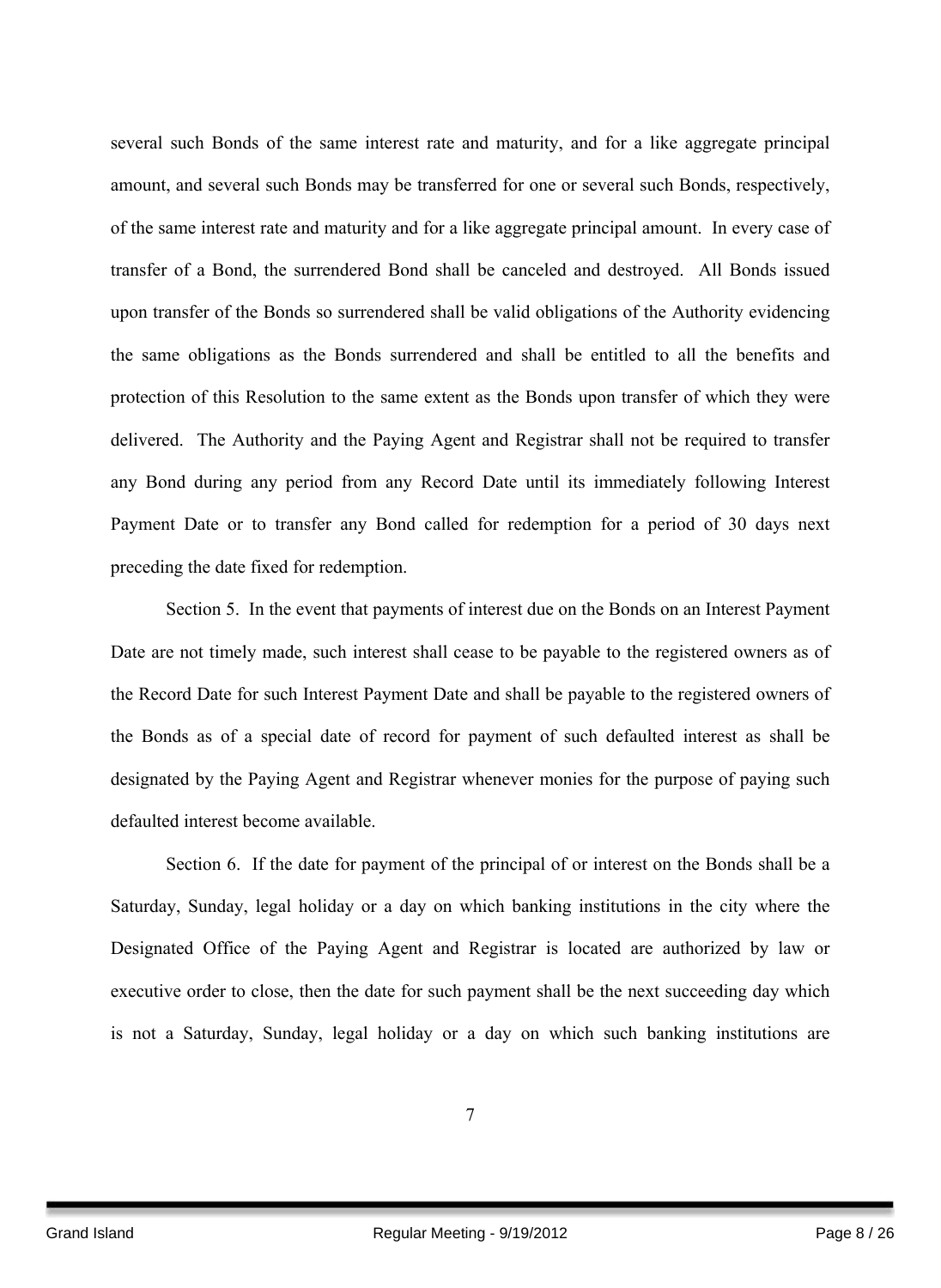several such Bonds of the same interest rate and maturity, and for a like aggregate principal amount, and several such Bonds may be transferred for one or several such Bonds, respectively, of the same interest rate and maturity and for a like aggregate principal amount. In every case of transfer of a Bond, the surrendered Bond shall be canceled and destroyed. All Bonds issued upon transfer of the Bonds so surrendered shall be valid obligations of the Authority evidencing the same obligations as the Bonds surrendered and shall be entitled to all the benefits and protection of this Resolution to the same extent as the Bonds upon transfer of which they were delivered. The Authority and the Paying Agent and Registrar shall not be required to transfer any Bond during any period from any Record Date until its immediately following Interest Payment Date or to transfer any Bond called for redemption for a period of 30 days next preceding the date fixed for redemption.

Section 5. In the event that payments of interest due on the Bonds on an Interest Payment Date are not timely made, such interest shall cease to be payable to the registered owners as of the Record Date for such Interest Payment Date and shall be payable to the registered owners of the Bonds as of a special date of record for payment of such defaulted interest as shall be designated by the Paying Agent and Registrar whenever monies for the purpose of paying such defaulted interest become available.

Section 6. If the date for payment of the principal of or interest on the Bonds shall be a Saturday, Sunday, legal holiday or a day on which banking institutions in the city where the Designated Office of the Paying Agent and Registrar is located are authorized by law or executive order to close, then the date for such payment shall be the next succeeding day which is not a Saturday, Sunday, legal holiday or a day on which such banking institutions are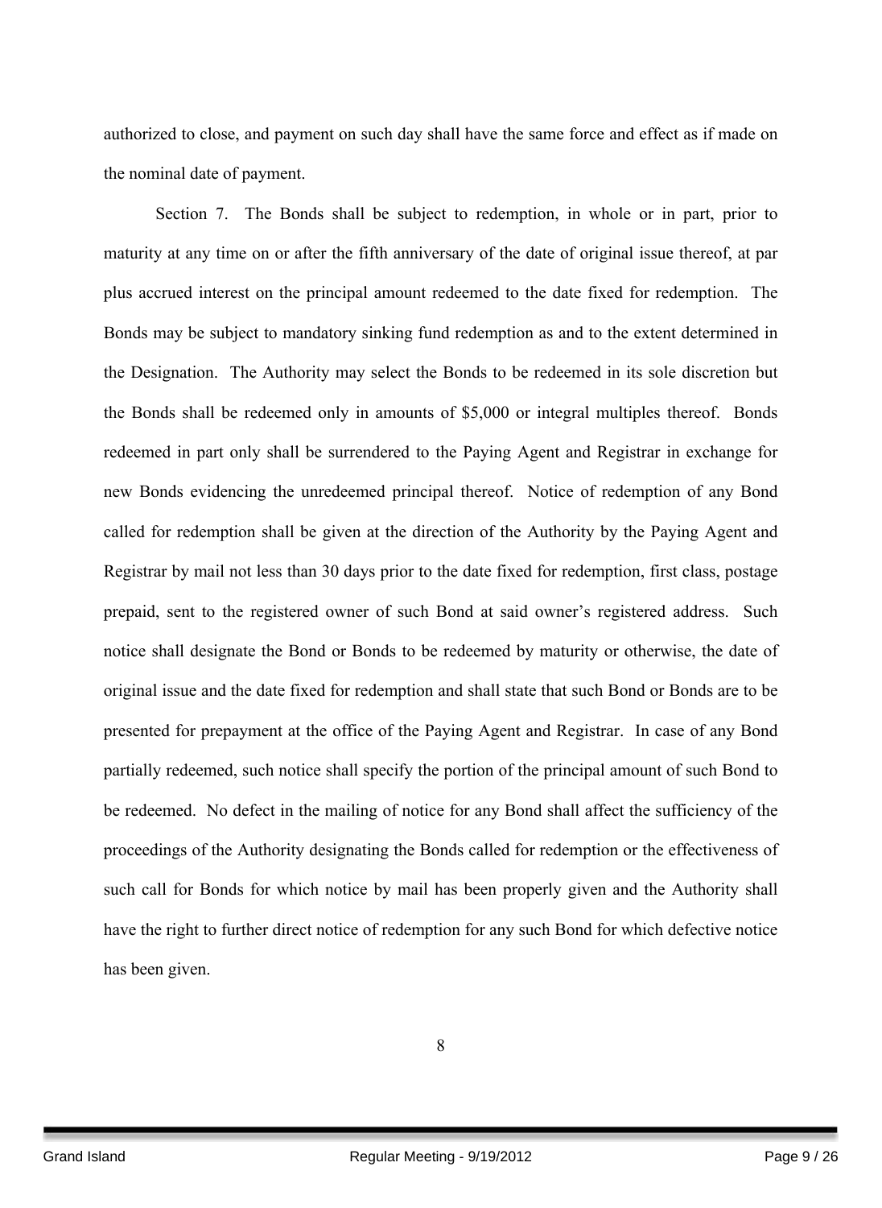authorized to close, and payment on such day shall have the same force and effect as if made on the nominal date of payment.

Section 7. The Bonds shall be subject to redemption, in whole or in part, prior to maturity at any time on or after the fifth anniversary of the date of original issue thereof, at par plus accrued interest on the principal amount redeemed to the date fixed for redemption. The Bonds may be subject to mandatory sinking fund redemption as and to the extent determined in the Designation. The Authority may select the Bonds to be redeemed in its sole discretion but the Bonds shall be redeemed only in amounts of $5,000 or integral multiples thereof. Bonds redeemed in part only shall be surrendered to the Paying Agent and Registrar in exchange for new Bonds evidencing the unredeemed principal thereof. Notice of redemption of any Bond called for redemption shall be given at the direction of the Authority by the Paying Agent and Registrar by mail not less than 30 days prior to the date fixed for redemption, first class, postage prepaid, sent to the registered owner of such Bond at said owner's registered address. Such notice shall designate the Bond or Bonds to be redeemed by maturity or otherwise, the date of original issue and the date fixed for redemption and shall state that such Bond or Bonds are to be presented for prepayment at the office of the Paying Agent and Registrar. In case of any Bond partially redeemed, such notice shall specify the portion of the principal amount of such Bond to be redeemed. No defect in the mailing of notice for any Bond shall affect the sufficiency of the proceedings of the Authority designating the Bonds called for redemption or the effectiveness of such call for Bonds for which notice by mail has been properly given and the Authority shall have the right to further direct notice of redemption for any such Bond for which defective notice has been given.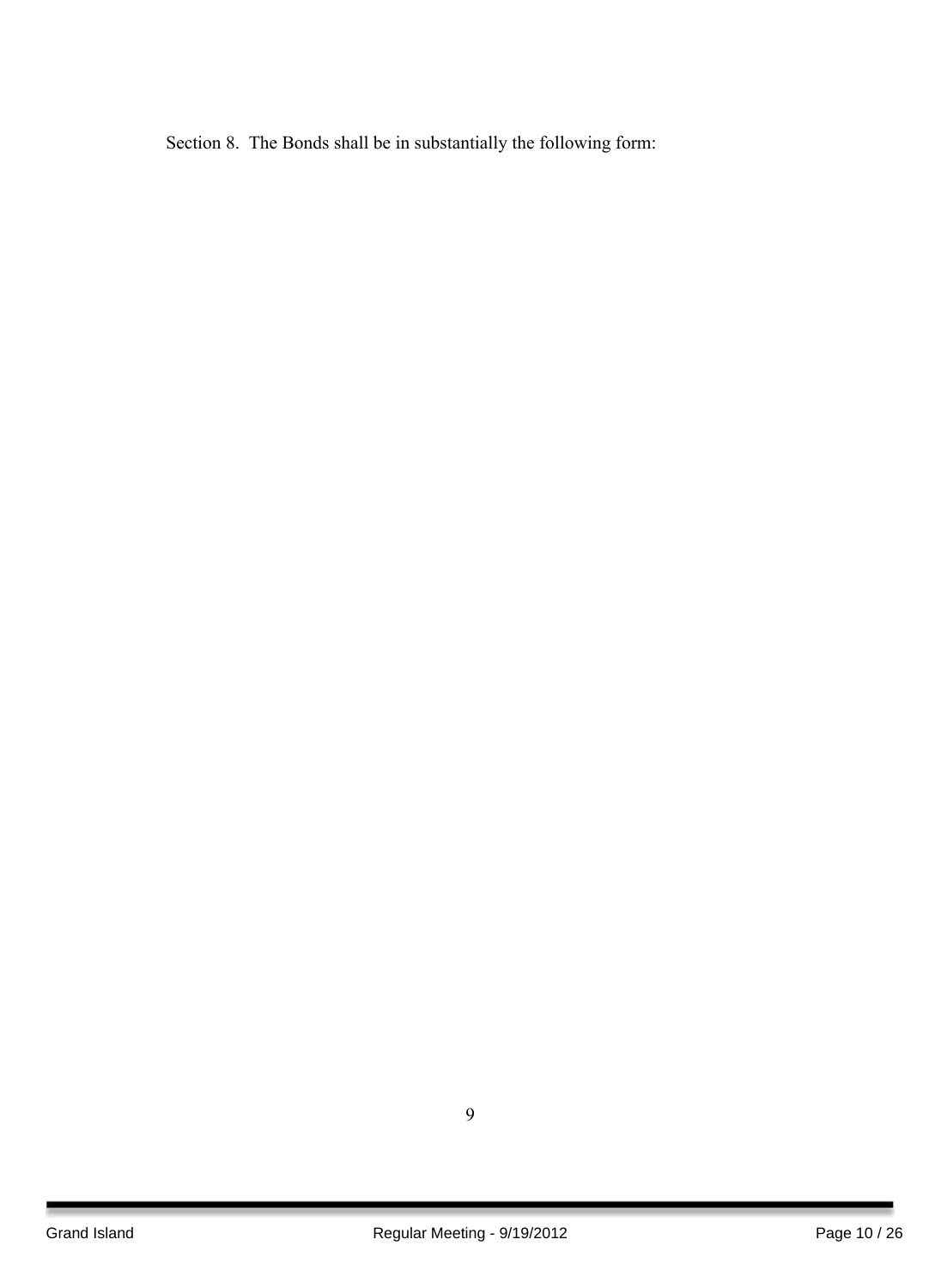Section 8. The Bonds shall be in substantially the following form: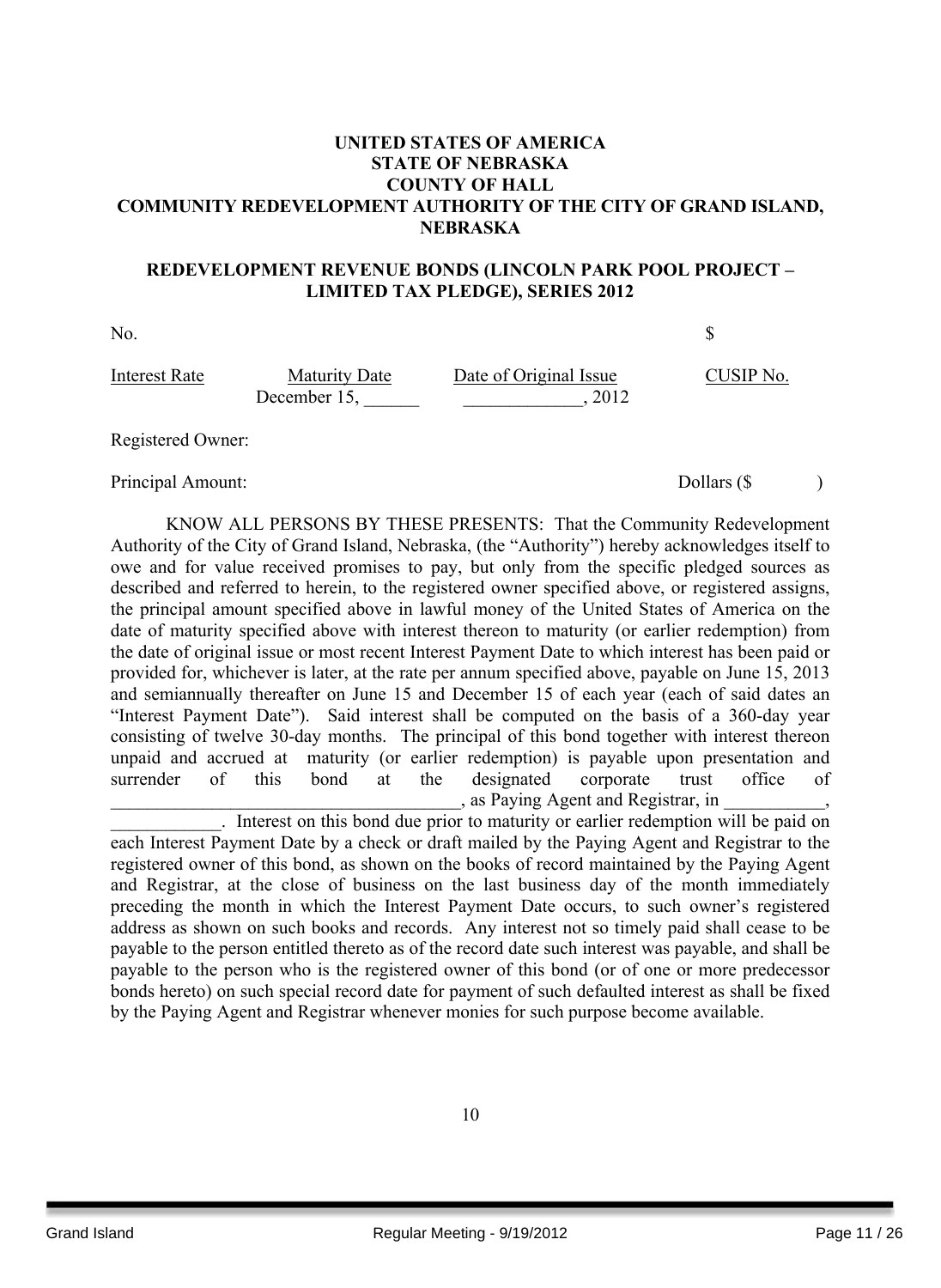**UNITED STATES OF AMERICA**
**STATE OF NEBRASKA**
**COUNTY OF HALL**
**COMMUNITY REDEVELOPMENT AUTHORITY OF THE CITY OF GRAND ISLAND, NEBRASKA**

**REDEVELOPMENT REVENUE BONDS (LINCOLN PARK POOL PROJECT – LIMITED TAX PLEDGE), SERIES 2012**

No. $

| Interest Rate | Maturity Date | Date of Original Issue | CUSIP No. |
|---|---|---|---|
| | December 15, ______ | _____________, 2012 | |

Registered Owner:

Principal Amount: Dollars ($ )

KNOW ALL PERSONS BY THESE PRESENTS: That the Community Redevelopment Authority of the City of Grand Island, Nebraska, (the "Authority") hereby acknowledges itself to owe and for value received promises to pay, but only from the specific pledged sources as described and referred to herein, to the registered owner specified above, or registered assigns, the principal amount specified above in lawful money of the United States of America on the date of maturity specified above with interest thereon to maturity (or earlier redemption) from the date of original issue or most recent Interest Payment Date to which interest has been paid or provided for, whichever is later, at the rate per annum specified above, payable on June 15, 2013 and semiannually thereafter on June 15 and December 15 of each year (each of said dates an "Interest Payment Date"). Said interest shall be computed on the basis of a 360-day year consisting of twelve 30-day months. The principal of this bond together with interest thereon unpaid and accrued at maturity (or earlier redemption) is payable upon presentation and surrender of this bond at the designated corporate trust office of ______________________________________, as Paying Agent and Registrar, in ___________, ____________. Interest on this bond due prior to maturity or earlier redemption will be paid on each Interest Payment Date by a check or draft mailed by the Paying Agent and Registrar to the registered owner of this bond, as shown on the books of record maintained by the Paying Agent and Registrar, at the close of business on the last business day of the month immediately preceding the month in which the Interest Payment Date occurs, to such owner's registered address as shown on such books and records. Any interest not so timely paid shall cease to be payable to the person entitled thereto as of the record date such interest was payable, and shall be payable to the person who is the registered owner of this bond (or of one or more predecessor bonds hereto) on such special record date for payment of such defaulted interest as shall be fixed by the Paying Agent and Registrar whenever monies for such purpose become available.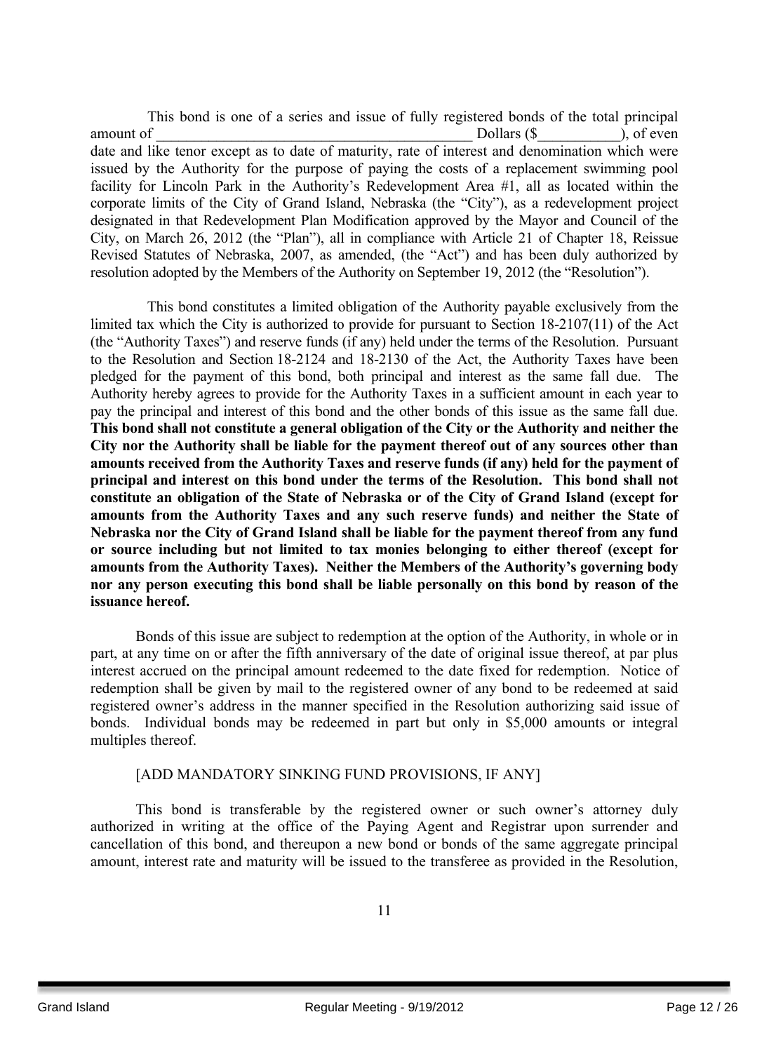This bond is one of a series and issue of fully registered bonds of the total principal amount of ___________________________________________ Dollars ($___________), of even date and like tenor except as to date of maturity, rate of interest and denomination which were issued by the Authority for the purpose of paying the costs of a replacement swimming pool facility for Lincoln Park in the Authority's Redevelopment Area #1, all as located within the corporate limits of the City of Grand Island, Nebraska (the "City"), as a redevelopment project designated in that Redevelopment Plan Modification approved by the Mayor and Council of the City, on March 26, 2012 (the "Plan"), all in compliance with Article 21 of Chapter 18, Reissue Revised Statutes of Nebraska, 2007, as amended, (the "Act") and has been duly authorized by resolution adopted by the Members of the Authority on September 19, 2012 (the "Resolution").

This bond constitutes a limited obligation of the Authority payable exclusively from the limited tax which the City is authorized to provide for pursuant to Section 18-2107(11) of the Act (the "Authority Taxes") and reserve funds (if any) held under the terms of the Resolution. Pursuant to the Resolution and Section 18-2124 and 18-2130 of the Act, the Authority Taxes have been pledged for the payment of this bond, both principal and interest as the same fall due. The Authority hereby agrees to provide for the Authority Taxes in a sufficient amount in each year to pay the principal and interest of this bond and the other bonds of this issue as the same fall due. **This bond shall not constitute a general obligation of the City or the Authority and neither the City nor the Authority shall be liable for the payment thereof out of any sources other than amounts received from the Authority Taxes and reserve funds (if any) held for the payment of principal and interest on this bond under the terms of the Resolution. This bond shall not constitute an obligation of the State of Nebraska or of the City of Grand Island (except for amounts from the Authority Taxes and any such reserve funds) and neither the State of Nebraska nor the City of Grand Island shall be liable for the payment thereof from any fund or source including but not limited to tax monies belonging to either thereof (except for amounts from the Authority Taxes). Neither the Members of the Authority's governing body nor any person executing this bond shall be liable personally on this bond by reason of the issuance hereof.**

Bonds of this issue are subject to redemption at the option of the Authority, in whole or in part, at any time on or after the fifth anniversary of the date of original issue thereof, at par plus interest accrued on the principal amount redeemed to the date fixed for redemption. Notice of redemption shall be given by mail to the registered owner of any bond to be redeemed at said registered owner's address in the manner specified in the Resolution authorizing said issue of bonds. Individual bonds may be redeemed in part but only in $5,000 amounts or integral multiples thereof.

[ADD MANDATORY SINKING FUND PROVISIONS, IF ANY]

This bond is transferable by the registered owner or such owner's attorney duly authorized in writing at the office of the Paying Agent and Registrar upon surrender and cancellation of this bond, and thereupon a new bond or bonds of the same aggregate principal amount, interest rate and maturity will be issued to the transferee as provided in the Resolution,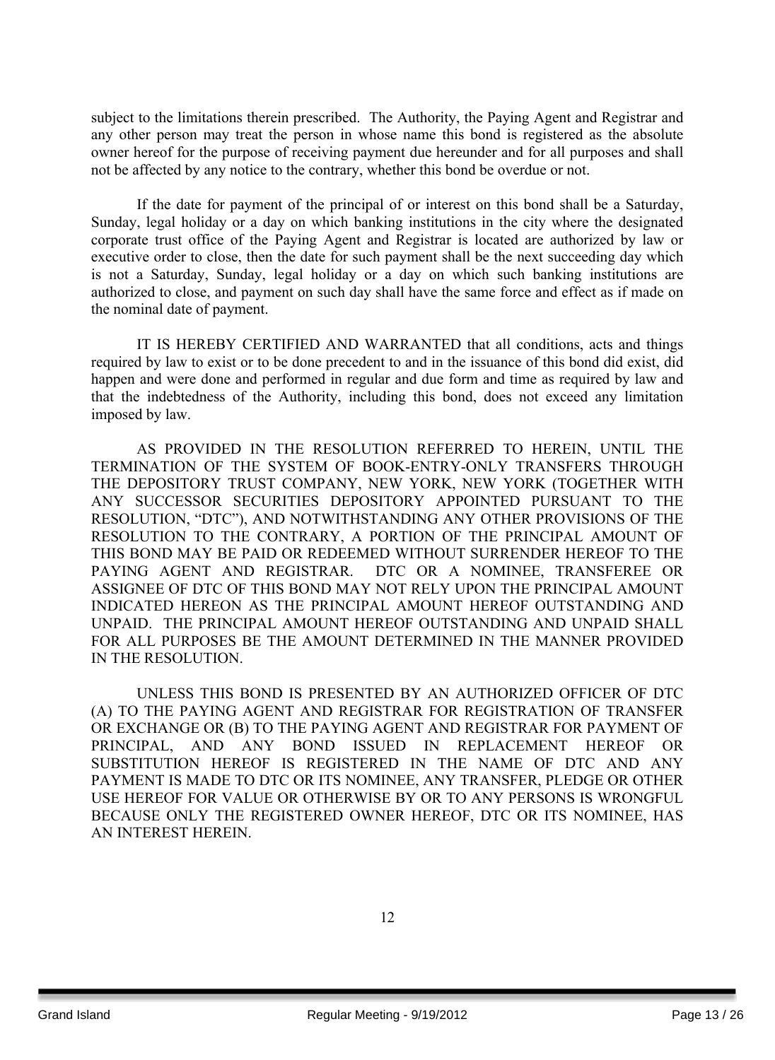subject to the limitations therein prescribed. The Authority, the Paying Agent and Registrar and any other person may treat the person in whose name this bond is registered as the absolute owner hereof for the purpose of receiving payment due hereunder and for all purposes and shall not be affected by any notice to the contrary, whether this bond be overdue or not.

If the date for payment of the principal of or interest on this bond shall be a Saturday, Sunday, legal holiday or a day on which banking institutions in the city where the designated corporate trust office of the Paying Agent and Registrar is located are authorized by law or executive order to close, then the date for such payment shall be the next succeeding day which is not a Saturday, Sunday, legal holiday or a day on which such banking institutions are authorized to close, and payment on such day shall have the same force and effect as if made on the nominal date of payment.

IT IS HEREBY CERTIFIED AND WARRANTED that all conditions, acts and things required by law to exist or to be done precedent to and in the issuance of this bond did exist, did happen and were done and performed in regular and due form and time as required by law and that the indebtedness of the Authority, including this bond, does not exceed any limitation imposed by law.

AS PROVIDED IN THE RESOLUTION REFERRED TO HEREIN, UNTIL THE TERMINATION OF THE SYSTEM OF BOOK-ENTRY-ONLY TRANSFERS THROUGH THE DEPOSITORY TRUST COMPANY, NEW YORK, NEW YORK (TOGETHER WITH ANY SUCCESSOR SECURITIES DEPOSITORY APPOINTED PURSUANT TO THE RESOLUTION, "DTC"), AND NOTWITHSTANDING ANY OTHER PROVISIONS OF THE RESOLUTION TO THE CONTRARY, A PORTION OF THE PRINCIPAL AMOUNT OF THIS BOND MAY BE PAID OR REDEEMED WITHOUT SURRENDER HEREOF TO THE PAYING AGENT AND REGISTRAR. DTC OR A NOMINEE, TRANSFEREE OR ASSIGNEE OF DTC OF THIS BOND MAY NOT RELY UPON THE PRINCIPAL AMOUNT INDICATED HEREON AS THE PRINCIPAL AMOUNT HEREOF OUTSTANDING AND UNPAID. THE PRINCIPAL AMOUNT HEREOF OUTSTANDING AND UNPAID SHALL FOR ALL PURPOSES BE THE AMOUNT DETERMINED IN THE MANNER PROVIDED IN THE RESOLUTION.

UNLESS THIS BOND IS PRESENTED BY AN AUTHORIZED OFFICER OF DTC (A) TO THE PAYING AGENT AND REGISTRAR FOR REGISTRATION OF TRANSFER OR EXCHANGE OR (B) TO THE PAYING AGENT AND REGISTRAR FOR PAYMENT OF PRINCIPAL, AND ANY BOND ISSUED IN REPLACEMENT HEREOF OR SUBSTITUTION HEREOF IS REGISTERED IN THE NAME OF DTC AND ANY PAYMENT IS MADE TO DTC OR ITS NOMINEE, ANY TRANSFER, PLEDGE OR OTHER USE HEREOF FOR VALUE OR OTHERWISE BY OR TO ANY PERSONS IS WRONGFUL BECAUSE ONLY THE REGISTERED OWNER HEREOF, DTC OR ITS NOMINEE, HAS AN INTEREST HEREIN.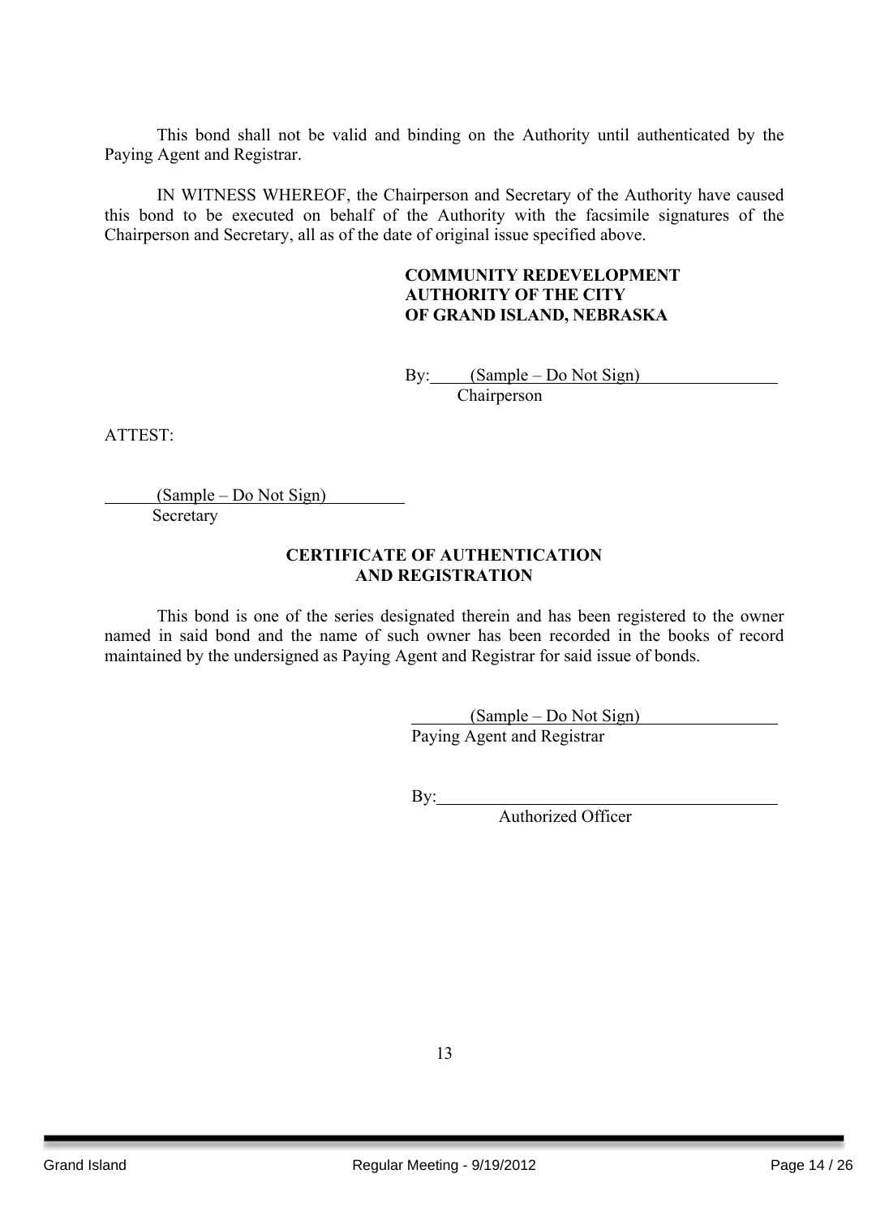This bond shall not be valid and binding on the Authority until authenticated by the Paying Agent and Registrar.

IN WITNESS WHEREOF, the Chairperson and Secretary of the Authority have caused this bond to be executed on behalf of the Authority with the facsimile signatures of the Chairperson and Secretary, all as of the date of original issue specified above.

**COMMUNITY REDEVELOPMENT AUTHORITY OF THE CITY OF GRAND ISLAND, NEBRASKA**

By: (Sample – Do Not Sign)
Chairperson

ATTEST:

(Sample – Do Not Sign)
Secretary

**CERTIFICATE OF AUTHENTICATION AND REGISTRATION**

This bond is one of the series designated therein and has been registered to the owner named in said bond and the name of such owner has been recorded in the books of record maintained by the undersigned as Paying Agent and Registrar for said issue of bonds.

(Sample – Do Not Sign)
Paying Agent and Registrar

By: ________________________________
Authorized Officer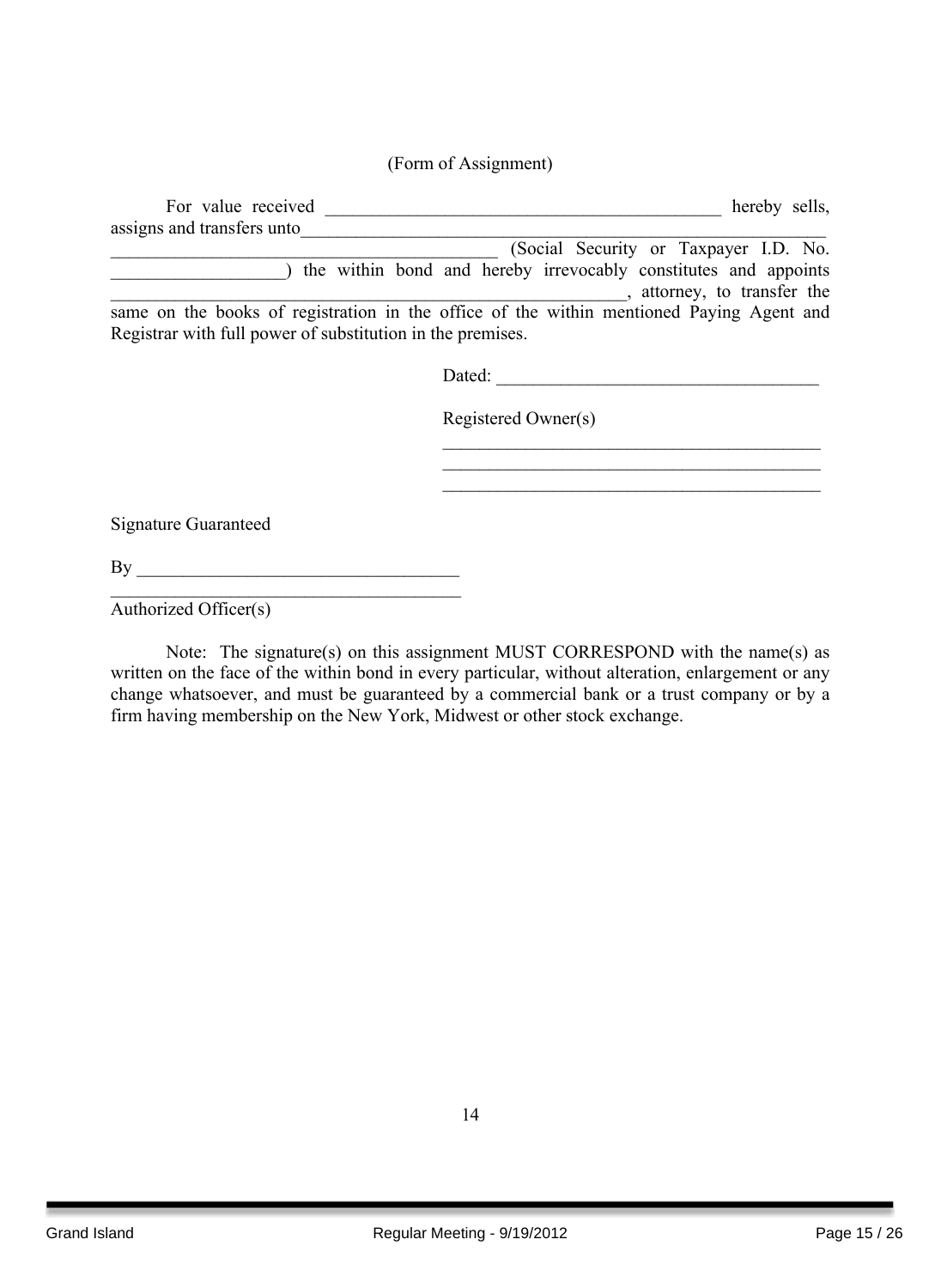(Form of Assignment)

For value received ______________________________________________ hereby sells, assigns and transfers unto_____________________________________________________________ _____________________________________________ (Social Security or Taxpayer I.D. No. ___________________) the within bond and hereby irrevocably constitutes and appoints ____________________________________________________________, attorney, to transfer the same on the books of registration in the office of the within mentioned Paying Agent and Registrar with full power of substitution in the premises.

Dated: ______________________________________

Registered Owner(s)

___________________________________________
___________________________________________
___________________________________________

Signature Guaranteed

By ____________________________________

________________________________________
Authorized Officer(s)

Note: The signature(s) on this assignment MUST CORRESPOND with the name(s) as written on the face of the within bond in every particular, without alteration, enlargement or any change whatsoever, and must be guaranteed by a commercial bank or a trust company or by a firm having membership on the New York, Midwest or other stock exchange.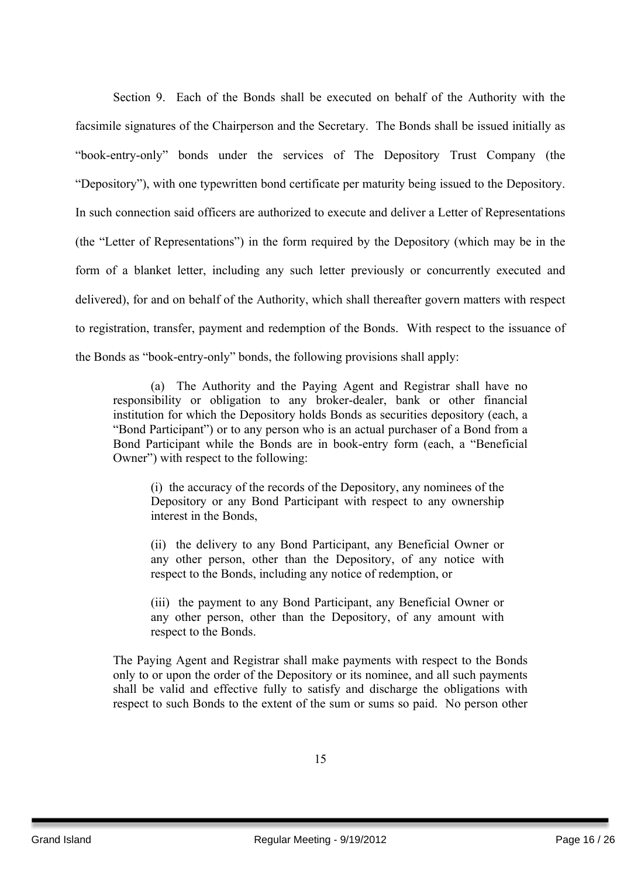Section 9. Each of the Bonds shall be executed on behalf of the Authority with the facsimile signatures of the Chairperson and the Secretary. The Bonds shall be issued initially as "book-entry-only" bonds under the services of The Depository Trust Company (the "Depository"), with one typewritten bond certificate per maturity being issued to the Depository. In such connection said officers are authorized to execute and deliver a Letter of Representations (the "Letter of Representations") in the form required by the Depository (which may be in the form of a blanket letter, including any such letter previously or concurrently executed and delivered), for and on behalf of the Authority, which shall thereafter govern matters with respect to registration, transfer, payment and redemption of the Bonds. With respect to the issuance of the Bonds as "book-entry-only" bonds, the following provisions shall apply:

> (a) The Authority and the Paying Agent and Registrar shall have no responsibility or obligation to any broker-dealer, bank or other financial institution for which the Depository holds Bonds as securities depository (each, a "Bond Participant") or to any person who is an actual purchaser of a Bond from a Bond Participant while the Bonds are in book-entry form (each, a "Beneficial Owner") with respect to the following:
>
> > (i) the accuracy of the records of the Depository, any nominees of the Depository or any Bond Participant with respect to any ownership interest in the Bonds,
> >
> > (ii) the delivery to any Bond Participant, any Beneficial Owner or any other person, other than the Depository, of any notice with respect to the Bonds, including any notice of redemption, or
> >
> > (iii) the payment to any Bond Participant, any Beneficial Owner or any other person, other than the Depository, of any amount with respect to the Bonds.
>
> The Paying Agent and Registrar shall make payments with respect to the Bonds only to or upon the order of the Depository or its nominee, and all such payments shall be valid and effective fully to satisfy and discharge the obligations with respect to such Bonds to the extent of the sum or sums so paid. No person other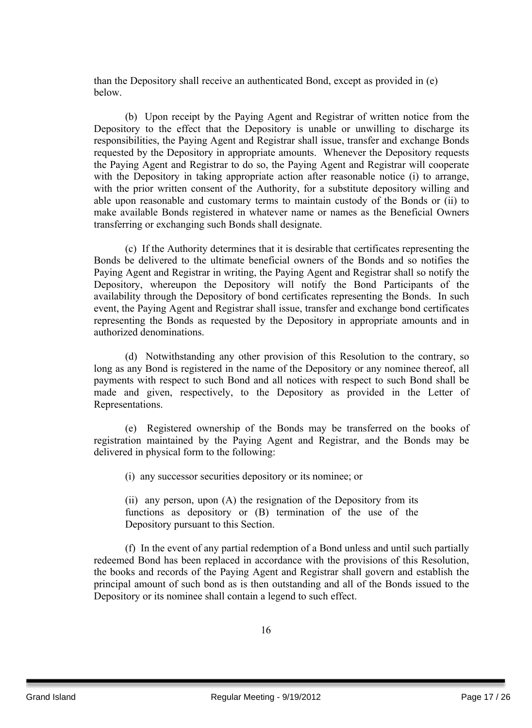than the Depository shall receive an authenticated Bond, except as provided in (e) below.

(b) Upon receipt by the Paying Agent and Registrar of written notice from the Depository to the effect that the Depository is unable or unwilling to discharge its responsibilities, the Paying Agent and Registrar shall issue, transfer and exchange Bonds requested by the Depository in appropriate amounts. Whenever the Depository requests the Paying Agent and Registrar to do so, the Paying Agent and Registrar will cooperate with the Depository in taking appropriate action after reasonable notice (i) to arrange, with the prior written consent of the Authority, for a substitute depository willing and able upon reasonable and customary terms to maintain custody of the Bonds or (ii) to make available Bonds registered in whatever name or names as the Beneficial Owners transferring or exchanging such Bonds shall designate.

(c) If the Authority determines that it is desirable that certificates representing the Bonds be delivered to the ultimate beneficial owners of the Bonds and so notifies the Paying Agent and Registrar in writing, the Paying Agent and Registrar shall so notify the Depository, whereupon the Depository will notify the Bond Participants of the availability through the Depository of bond certificates representing the Bonds. In such event, the Paying Agent and Registrar shall issue, transfer and exchange bond certificates representing the Bonds as requested by the Depository in appropriate amounts and in authorized denominations.

(d) Notwithstanding any other provision of this Resolution to the contrary, so long as any Bond is registered in the name of the Depository or any nominee thereof, all payments with respect to such Bond and all notices with respect to such Bond shall be made and given, respectively, to the Depository as provided in the Letter of Representations.

(e) Registered ownership of the Bonds may be transferred on the books of registration maintained by the Paying Agent and Registrar, and the Bonds may be delivered in physical form to the following:

(i) any successor securities depository or its nominee; or

(ii) any person, upon (A) the resignation of the Depository from its functions as depository or (B) termination of the use of the Depository pursuant to this Section.

(f) In the event of any partial redemption of a Bond unless and until such partially redeemed Bond has been replaced in accordance with the provisions of this Resolution, the books and records of the Paying Agent and Registrar shall govern and establish the principal amount of such bond as is then outstanding and all of the Bonds issued to the Depository or its nominee shall contain a legend to such effect.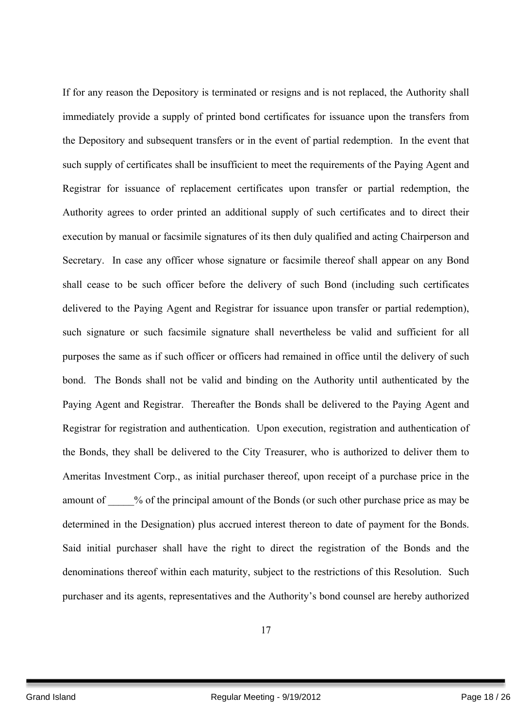If for any reason the Depository is terminated or resigns and is not replaced, the Authority shall immediately provide a supply of printed bond certificates for issuance upon the transfers from the Depository and subsequent transfers or in the event of partial redemption. In the event that such supply of certificates shall be insufficient to meet the requirements of the Paying Agent and Registrar for issuance of replacement certificates upon transfer or partial redemption, the Authority agrees to order printed an additional supply of such certificates and to direct their execution by manual or facsimile signatures of its then duly qualified and acting Chairperson and Secretary. In case any officer whose signature or facsimile thereof shall appear on any Bond shall cease to be such officer before the delivery of such Bond (including such certificates delivered to the Paying Agent and Registrar for issuance upon transfer or partial redemption), such signature or such facsimile signature shall nevertheless be valid and sufficient for all purposes the same as if such officer or officers had remained in office until the delivery of such bond. The Bonds shall not be valid and binding on the Authority until authenticated by the Paying Agent and Registrar. Thereafter the Bonds shall be delivered to the Paying Agent and Registrar for registration and authentication. Upon execution, registration and authentication of the Bonds, they shall be delivered to the City Treasurer, who is authorized to deliver them to Ameritas Investment Corp., as initial purchaser thereof, upon receipt of a purchase price in the amount of _____% of the principal amount of the Bonds (or such other purchase price as may be determined in the Designation) plus accrued interest thereon to date of payment for the Bonds. Said initial purchaser shall have the right to direct the registration of the Bonds and the denominations thereof within each maturity, subject to the restrictions of this Resolution. Such purchaser and its agents, representatives and the Authority's bond counsel are hereby authorized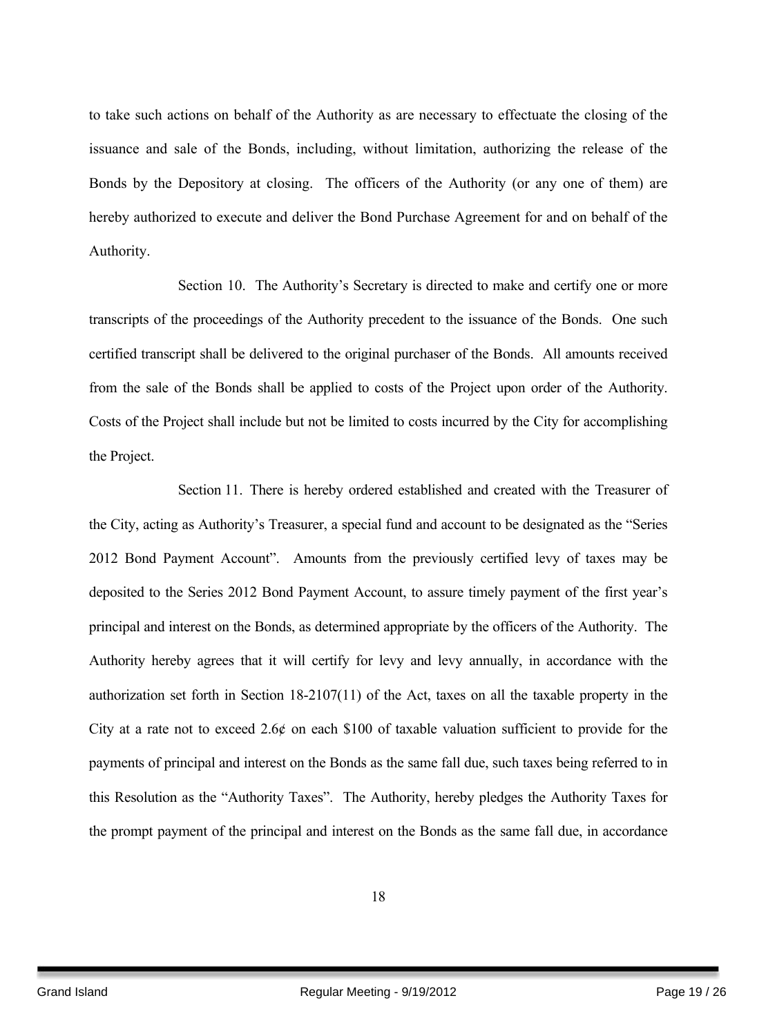to take such actions on behalf of the Authority as are necessary to effectuate the closing of the issuance and sale of the Bonds, including, without limitation, authorizing the release of the Bonds by the Depository at closing. The officers of the Authority (or any one of them) are hereby authorized to execute and deliver the Bond Purchase Agreement for and on behalf of the Authority.

Section 10. The Authority's Secretary is directed to make and certify one or more transcripts of the proceedings of the Authority precedent to the issuance of the Bonds. One such certified transcript shall be delivered to the original purchaser of the Bonds. All amounts received from the sale of the Bonds shall be applied to costs of the Project upon order of the Authority. Costs of the Project shall include but not be limited to costs incurred by the City for accomplishing the Project.

Section 11. There is hereby ordered established and created with the Treasurer of the City, acting as Authority's Treasurer, a special fund and account to be designated as the "Series 2012 Bond Payment Account". Amounts from the previously certified levy of taxes may be deposited to the Series 2012 Bond Payment Account, to assure timely payment of the first year's principal and interest on the Bonds, as determined appropriate by the officers of the Authority. The Authority hereby agrees that it will certify for levy and levy annually, in accordance with the authorization set forth in Section 18-2107(11) of the Act, taxes on all the taxable property in the City at a rate not to exceed 2.6¢ on each $100 of taxable valuation sufficient to provide for the payments of principal and interest on the Bonds as the same fall due, such taxes being referred to in this Resolution as the "Authority Taxes". The Authority, hereby pledges the Authority Taxes for the prompt payment of the principal and interest on the Bonds as the same fall due, in accordance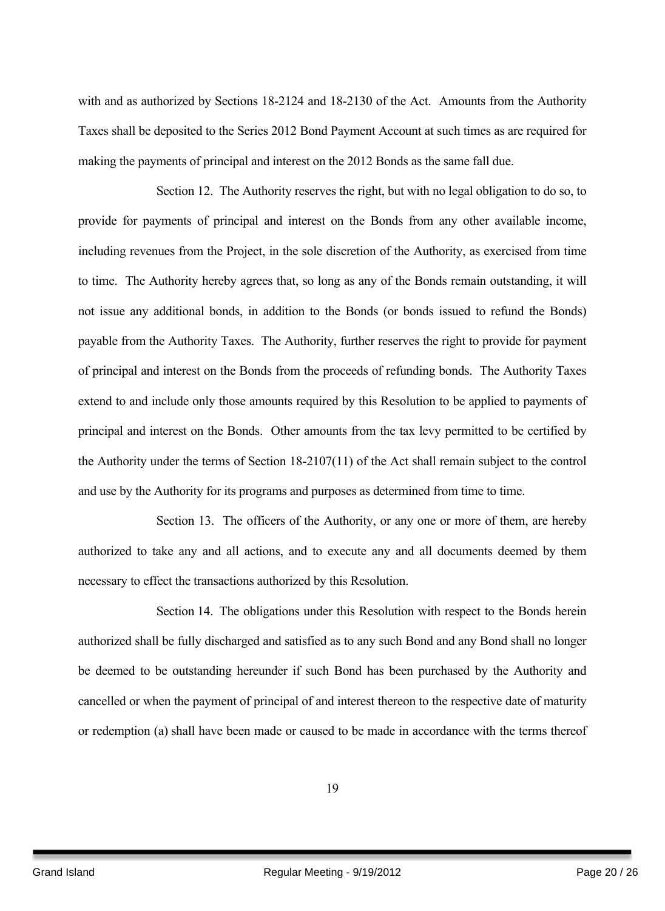with and as authorized by Sections 18-2124 and 18-2130 of the Act. Amounts from the Authority Taxes shall be deposited to the Series 2012 Bond Payment Account at such times as are required for making the payments of principal and interest on the 2012 Bonds as the same fall due.

Section 12. The Authority reserves the right, but with no legal obligation to do so, to provide for payments of principal and interest on the Bonds from any other available income, including revenues from the Project, in the sole discretion of the Authority, as exercised from time to time. The Authority hereby agrees that, so long as any of the Bonds remain outstanding, it will not issue any additional bonds, in addition to the Bonds (or bonds issued to refund the Bonds) payable from the Authority Taxes. The Authority, further reserves the right to provide for payment of principal and interest on the Bonds from the proceeds of refunding bonds. The Authority Taxes extend to and include only those amounts required by this Resolution to be applied to payments of principal and interest on the Bonds. Other amounts from the tax levy permitted to be certified by the Authority under the terms of Section 18-2107(11) of the Act shall remain subject to the control and use by the Authority for its programs and purposes as determined from time to time.

Section 13. The officers of the Authority, or any one or more of them, are hereby authorized to take any and all actions, and to execute any and all documents deemed by them necessary to effect the transactions authorized by this Resolution.

Section 14. The obligations under this Resolution with respect to the Bonds herein authorized shall be fully discharged and satisfied as to any such Bond and any Bond shall no longer be deemed to be outstanding hereunder if such Bond has been purchased by the Authority and cancelled or when the payment of principal of and interest thereon to the respective date of maturity or redemption (a) shall have been made or caused to be made in accordance with the terms thereof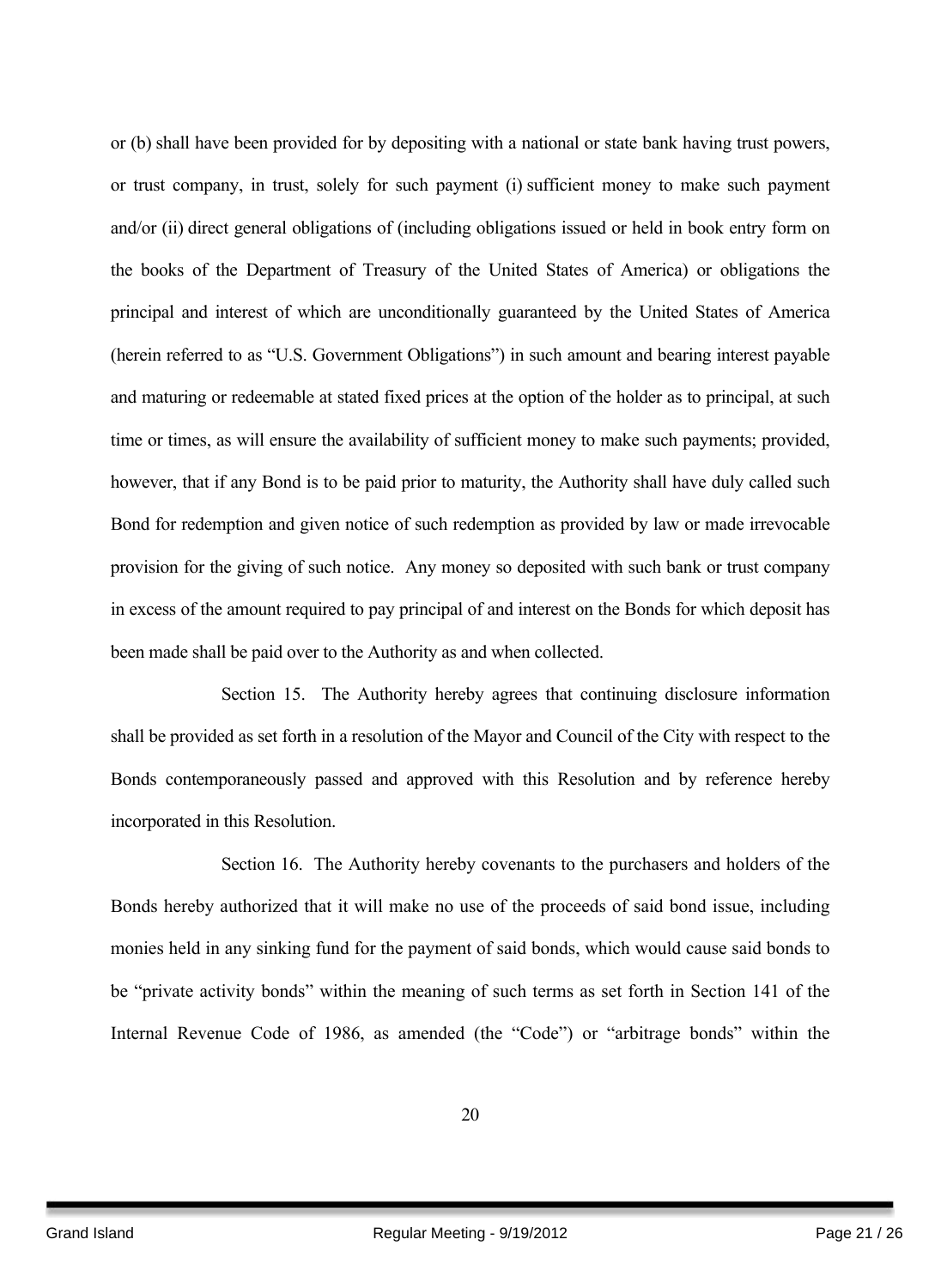or (b) shall have been provided for by depositing with a national or state bank having trust powers, or trust company, in trust, solely for such payment (i) sufficient money to make such payment and/or (ii) direct general obligations of (including obligations issued or held in book entry form on the books of the Department of Treasury of the United States of America) or obligations the principal and interest of which are unconditionally guaranteed by the United States of America (herein referred to as "U.S. Government Obligations") in such amount and bearing interest payable and maturing or redeemable at stated fixed prices at the option of the holder as to principal, at such time or times, as will ensure the availability of sufficient money to make such payments; provided, however, that if any Bond is to be paid prior to maturity, the Authority shall have duly called such Bond for redemption and given notice of such redemption as provided by law or made irrevocable provision for the giving of such notice. Any money so deposited with such bank or trust company in excess of the amount required to pay principal of and interest on the Bonds for which deposit has been made shall be paid over to the Authority as and when collected.

Section 15. The Authority hereby agrees that continuing disclosure information shall be provided as set forth in a resolution of the Mayor and Council of the City with respect to the Bonds contemporaneously passed and approved with this Resolution and by reference hereby incorporated in this Resolution.

Section 16. The Authority hereby covenants to the purchasers and holders of the Bonds hereby authorized that it will make no use of the proceeds of said bond issue, including monies held in any sinking fund for the payment of said bonds, which would cause said bonds to be "private activity bonds" within the meaning of such terms as set forth in Section 141 of the Internal Revenue Code of 1986, as amended (the "Code") or "arbitrage bonds" within the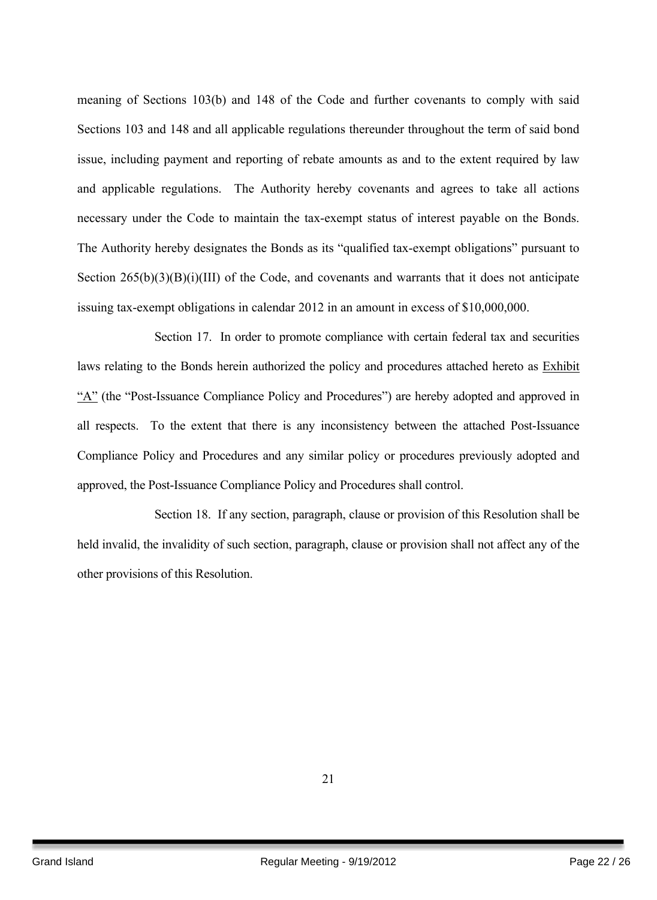meaning of Sections 103(b) and 148 of the Code and further covenants to comply with said Sections 103 and 148 and all applicable regulations thereunder throughout the term of said bond issue, including payment and reporting of rebate amounts as and to the extent required by law and applicable regulations. The Authority hereby covenants and agrees to take all actions necessary under the Code to maintain the tax-exempt status of interest payable on the Bonds. The Authority hereby designates the Bonds as its "qualified tax-exempt obligations" pursuant to Section 265(b)(3)(B)(i)(III) of the Code, and covenants and warrants that it does not anticipate issuing tax-exempt obligations in calendar 2012 in an amount in excess of $10,000,000.

Section 17. In order to promote compliance with certain federal tax and securities laws relating to the Bonds herein authorized the policy and procedures attached hereto as Exhibit "A" (the "Post-Issuance Compliance Policy and Procedures") are hereby adopted and approved in all respects. To the extent that there is any inconsistency between the attached Post-Issuance Compliance Policy and Procedures and any similar policy or procedures previously adopted and approved, the Post-Issuance Compliance Policy and Procedures shall control.

Section 18. If any section, paragraph, clause or provision of this Resolution shall be held invalid, the invalidity of such section, paragraph, clause or provision shall not affect any of the other provisions of this Resolution.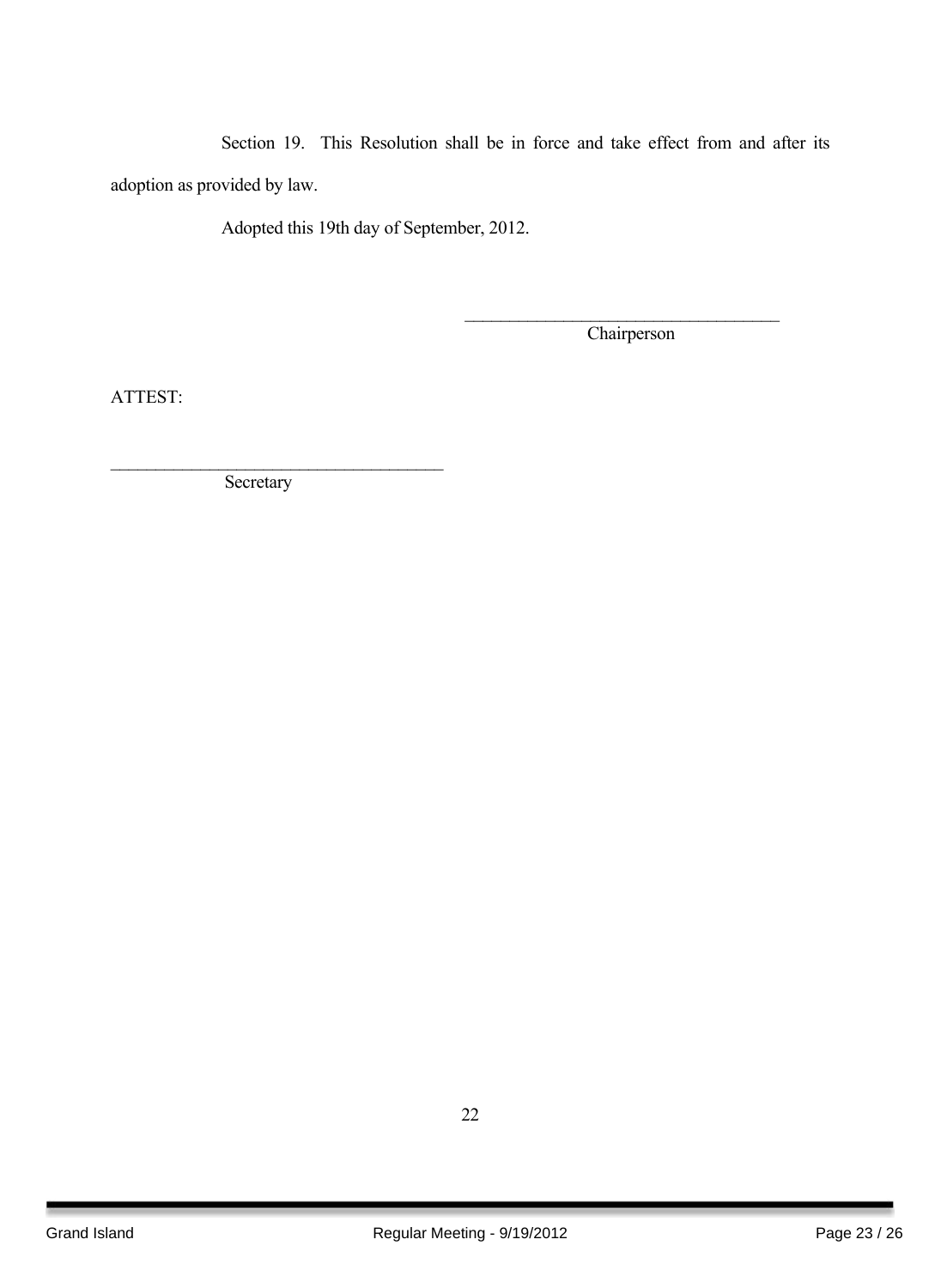Section 19. This Resolution shall be in force and take effect from and after its adoption as provided by law.

Adopted this 19th day of September, 2012.

\_\_\_\_\_\_\_\_\_\_\_\_\_\_\_\_\_\_\_\_\_\_\_\_\_\_\_\_\_\_\_\_\_\_\_\_

Chairperson

ATTEST:

\_\_\_\_\_\_\_\_\_\_\_\_\_\_\_\_\_\_\_\_\_\_\_\_\_\_\_\_\_\_\_\_\_\_\_\_

Secretary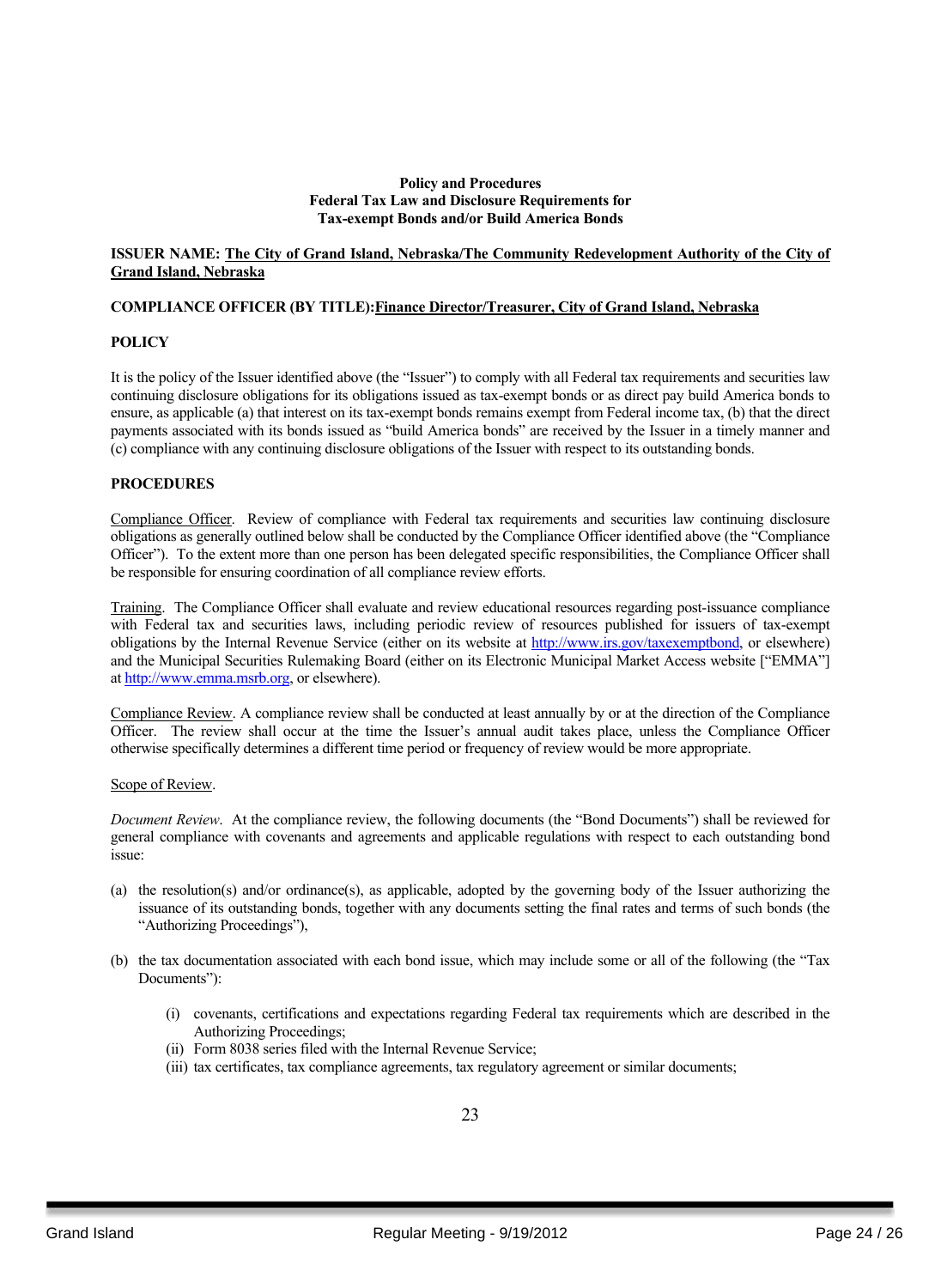**Policy and Procedures**
**Federal Tax Law and Disclosure Requirements for**
**Tax-exempt Bonds and/or Build America Bonds**

**ISSUER NAME: <u>The City of Grand Island, Nebraska/The Community Redevelopment Authority of the City of Grand Island, Nebraska</u>**

**COMPLIANCE OFFICER (BY TITLE):<u>Finance Director/Treasurer, City of Grand Island, Nebraska</u>**

**POLICY**

It is the policy of the Issuer identified above (the "Issuer") to comply with all Federal tax requirements and securities law continuing disclosure obligations for its obligations issued as tax-exempt bonds or as direct pay build America bonds to ensure, as applicable (a) that interest on its tax-exempt bonds remains exempt from Federal income tax, (b) that the direct payments associated with its bonds issued as "build America bonds" are received by the Issuer in a timely manner and (c) compliance with any continuing disclosure obligations of the Issuer with respect to its outstanding bonds.

**PROCEDURES**

<u>Compliance Officer</u>. Review of compliance with Federal tax requirements and securities law continuing disclosure obligations as generally outlined below shall be conducted by the Compliance Officer identified above (the "Compliance Officer"). To the extent more than one person has been delegated specific responsibilities, the Compliance Officer shall be responsible for ensuring coordination of all compliance review efforts.

<u>Training</u>. The Compliance Officer shall evaluate and review educational resources regarding post-issuance compliance with Federal tax and securities laws, including periodic review of resources published for issuers of tax-exempt obligations by the Internal Revenue Service (either on its website at http://www.irs.gov/taxexemptbond, or elsewhere) and the Municipal Securities Rulemaking Board (either on its Electronic Municipal Market Access website ["EMMA"] at http://www.emma.msrb.org, or elsewhere).

<u>Compliance Review</u>. A compliance review shall be conducted at least annually by or at the direction of the Compliance Officer. The review shall occur at the time the Issuer's annual audit takes place, unless the Compliance Officer otherwise specifically determines a different time period or frequency of review would be more appropriate.

<u>Scope of Review</u>.

*Document Review*. At the compliance review, the following documents (the "Bond Documents") shall be reviewed for general compliance with covenants and agreements and applicable regulations with respect to each outstanding bond issue:

(a) the resolution(s) and/or ordinance(s), as applicable, adopted by the governing body of the Issuer authorizing the issuance of its outstanding bonds, together with any documents setting the final rates and terms of such bonds (the "Authorizing Proceedings"),

(b) the tax documentation associated with each bond issue, which may include some or all of the following (the "Tax Documents"):

  (i) covenants, certifications and expectations regarding Federal tax requirements which are described in the Authorizing Proceedings;
  (ii) Form 8038 series filed with the Internal Revenue Service;
  (iii) tax certificates, tax compliance agreements, tax regulatory agreement or similar documents;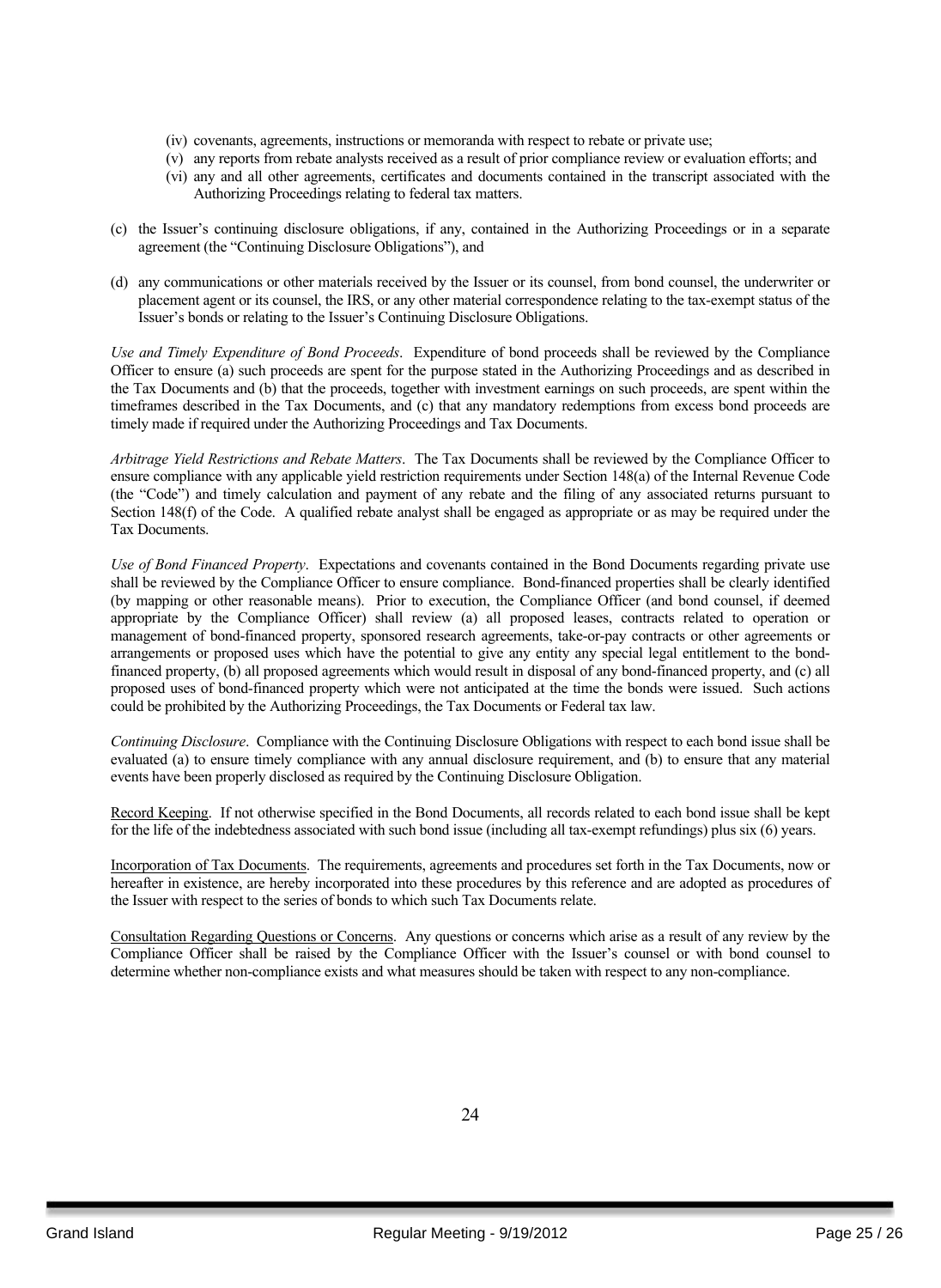(iv) covenants, agreements, instructions or memoranda with respect to rebate or private use;

(v) any reports from rebate analysts received as a result of prior compliance review or evaluation efforts; and

(vi) any and all other agreements, certificates and documents contained in the transcript associated with the Authorizing Proceedings relating to federal tax matters.

(c) the Issuer's continuing disclosure obligations, if any, contained in the Authorizing Proceedings or in a separate agreement (the "Continuing Disclosure Obligations"), and

(d) any communications or other materials received by the Issuer or its counsel, from bond counsel, the underwriter or placement agent or its counsel, the IRS, or any other material correspondence relating to the tax-exempt status of the Issuer's bonds or relating to the Issuer's Continuing Disclosure Obligations.

*Use and Timely Expenditure of Bond Proceeds*. Expenditure of bond proceeds shall be reviewed by the Compliance Officer to ensure (a) such proceeds are spent for the purpose stated in the Authorizing Proceedings and as described in the Tax Documents and (b) that the proceeds, together with investment earnings on such proceeds, are spent within the timeframes described in the Tax Documents, and (c) that any mandatory redemptions from excess bond proceeds are timely made if required under the Authorizing Proceedings and Tax Documents.

*Arbitrage Yield Restrictions and Rebate Matters*. The Tax Documents shall be reviewed by the Compliance Officer to ensure compliance with any applicable yield restriction requirements under Section 148(a) of the Internal Revenue Code (the "Code") and timely calculation and payment of any rebate and the filing of any associated returns pursuant to Section 148(f) of the Code. A qualified rebate analyst shall be engaged as appropriate or as may be required under the Tax Documents.

*Use of Bond Financed Property*. Expectations and covenants contained in the Bond Documents regarding private use shall be reviewed by the Compliance Officer to ensure compliance. Bond-financed properties shall be clearly identified (by mapping or other reasonable means). Prior to execution, the Compliance Officer (and bond counsel, if deemed appropriate by the Compliance Officer) shall review (a) all proposed leases, contracts related to operation or management of bond-financed property, sponsored research agreements, take-or-pay contracts or other agreements or arrangements or proposed uses which have the potential to give any entity any special legal entitlement to the bond-financed property, (b) all proposed agreements which would result in disposal of any bond-financed property, and (c) all proposed uses of bond-financed property which were not anticipated at the time the bonds were issued. Such actions could be prohibited by the Authorizing Proceedings, the Tax Documents or Federal tax law.

*Continuing Disclosure*. Compliance with the Continuing Disclosure Obligations with respect to each bond issue shall be evaluated (a) to ensure timely compliance with any annual disclosure requirement, and (b) to ensure that any material events have been properly disclosed as required by the Continuing Disclosure Obligation.

Record Keeping. If not otherwise specified in the Bond Documents, all records related to each bond issue shall be kept for the life of the indebtedness associated with such bond issue (including all tax-exempt refundings) plus six (6) years.

Incorporation of Tax Documents. The requirements, agreements and procedures set forth in the Tax Documents, now or hereafter in existence, are hereby incorporated into these procedures by this reference and are adopted as procedures of the Issuer with respect to the series of bonds to which such Tax Documents relate.

Consultation Regarding Questions or Concerns. Any questions or concerns which arise as a result of any review by the Compliance Officer shall be raised by the Compliance Officer with the Issuer's counsel or with bond counsel to determine whether non-compliance exists and what measures should be taken with respect to any non-compliance.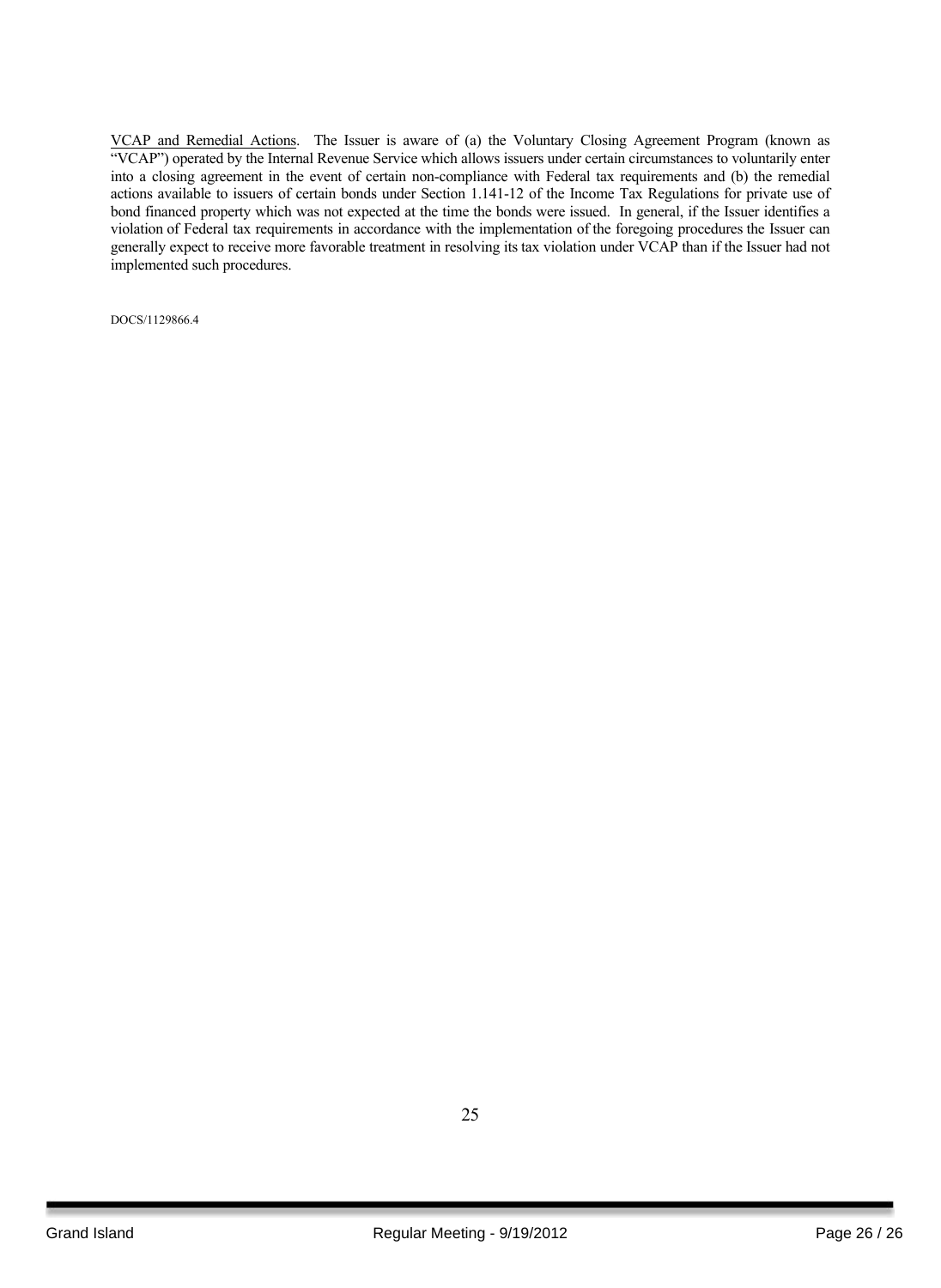<u>VCAP and Remedial Actions</u>. The Issuer is aware of (a) the Voluntary Closing Agreement Program (known as "VCAP") operated by the Internal Revenue Service which allows issuers under certain circumstances to voluntarily enter into a closing agreement in the event of certain non-compliance with Federal tax requirements and (b) the remedial actions available to issuers of certain bonds under Section 1.141-12 of the Income Tax Regulations for private use of bond financed property which was not expected at the time the bonds were issued. In general, if the Issuer identifies a violation of Federal tax requirements in accordance with the implementation of the foregoing procedures the Issuer can generally expect to receive more favorable treatment in resolving its tax violation under VCAP than if the Issuer had not implemented such procedures.

DOCS/1129866.4